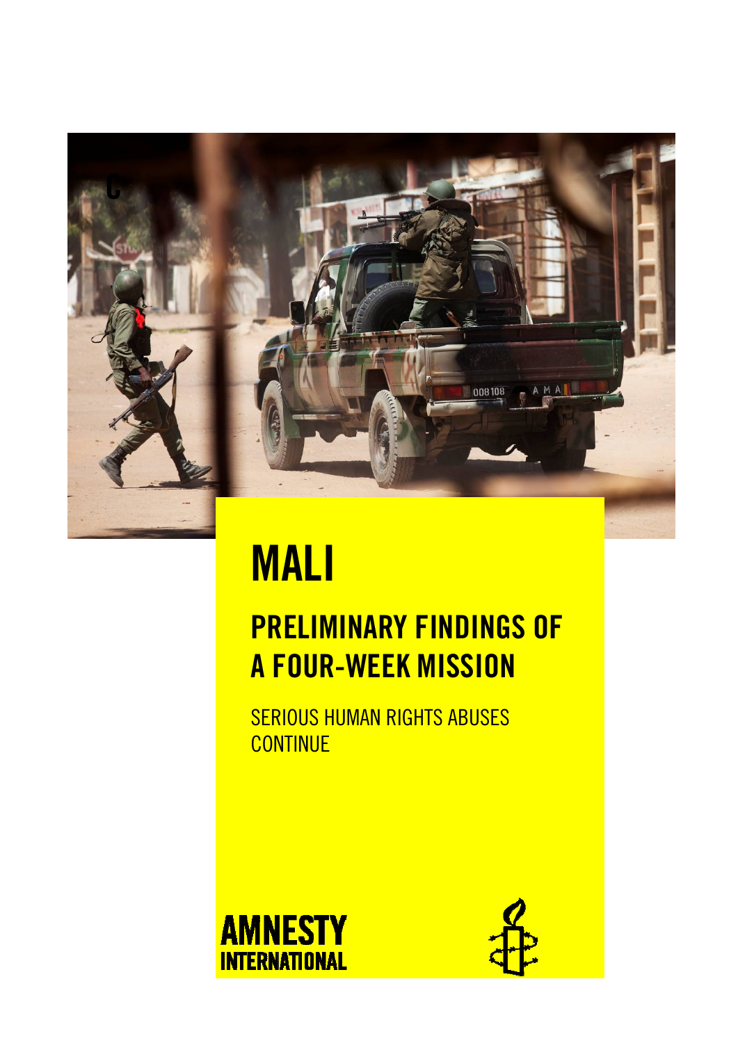# MALI

## PRELIMINARY FINDINGS OF A FOUR-WEEK MISSION

SERIOUS HUMAN RIGHTS ABUSES CONTINUE

AMNESTY INTERNATIONAL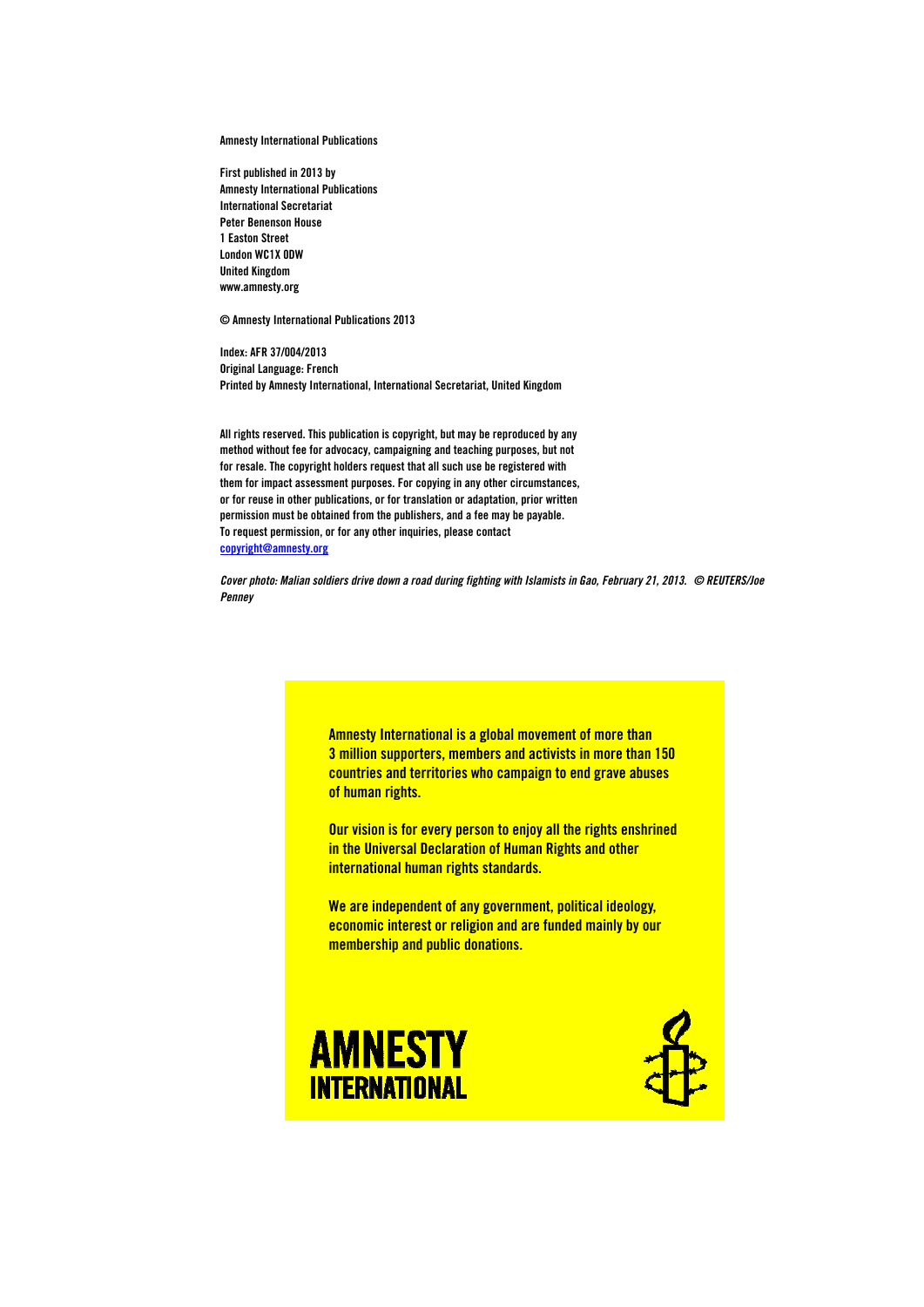Amnesty International Publications

First published in 2013 by
Amnesty International Publications
International Secretariat
Peter Benenson House
1 Easton Street
London WC1X 0DW
United Kingdom
www.amnesty.org

© Amnesty International Publications 2013

Index: AFR 37/004/2013
Original Language: French
Printed by Amnesty International, International Secretariat, United Kingdom

All rights reserved. This publication is copyright, but may be reproduced by any method without fee for advocacy, campaigning and teaching purposes, but not for resale. The copyright holders request that all such use be registered with them for impact assessment purposes. For copying in any other circumstances, or for reuse in other publications, or for translation or adaptation, prior written permission must be obtained from the publishers, and a fee may be payable. To request permission, or for any other inquiries, please contact copyright@amnesty.org

*Cover photo: Malian soldiers drive down a road during fighting with Islamists in Gao, February 21, 2013. © REUTERS/Joe Penney*

Amnesty International is a global movement of more than 3 million supporters, members and activists in more than 150 countries and territories who campaign to end grave abuses of human rights.

Our vision is for every person to enjoy all the rights enshrined in the Universal Declaration of Human Rights and other international human rights standards.

We are independent of any government, political ideology, economic interest or religion and are funded mainly by our membership and public donations.

AMNESTY INTERNATIONAL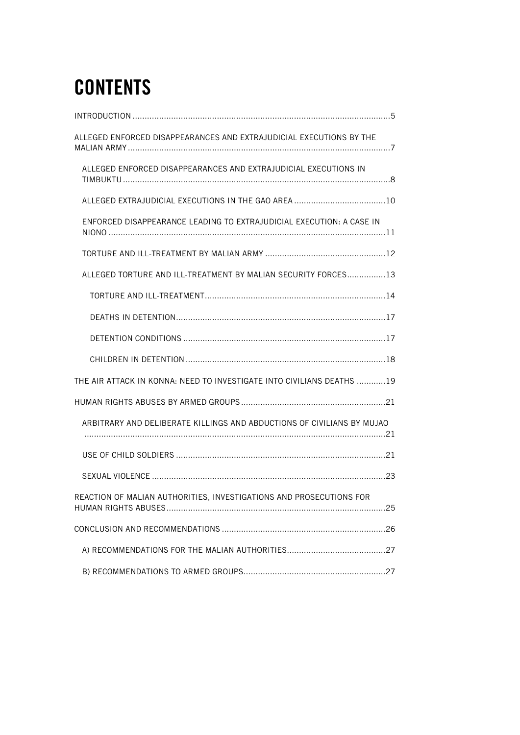# CONTENTS

INTRODUCTION .......................................................................................................5

ALLEGED ENFORCED DISAPPEARANCES AND EXTRAJUDICIAL EXECUTIONS BY THE MALIAN ARMY ...........................................................................................................7

- ALLEGED ENFORCED DISAPPEARANCES AND EXTRAJUDICIAL EXECUTIONS IN TIMBUKTU .............................................................................................................8
- ALLEGED EXTRAJUDICIAL EXECUTIONS IN THE GAO AREA ......................................10
- ENFORCED DISAPPEARANCE LEADING TO EXTRAJUDICIAL EXECUTION: A CASE IN NIONO .................................................................................................................11
- TORTURE AND ILL-TREATMENT BY MALIAN ARMY ..................................................12
- ALLEGED TORTURE AND ILL-TREATMENT BY MALIAN SECURITY FORCES................13
  - TORTURE AND ILL-TREATMENT..........................................................................14
  - DEATHS IN DETENTION......................................................................................17
  - DETENTION CONDITIONS ...................................................................................17
  - CHILDREN IN DETENTION ..................................................................................18

THE AIR ATTACK IN KONNA: NEED TO INVESTIGATE INTO CIVILIANS DEATHS ............19

HUMAN RIGHTS ABUSES BY ARMED GROUPS............................................................21

- ARBITRARY AND DELIBERATE KILLINGS AND ABDUCTIONS OF CIVILIANS BY MUJAO ...........................................................................................................................21
- USE OF CHILD SOLDIERS ......................................................................................21
- SEXUAL VIOLENCE ................................................................................................23

REACTION OF MALIAN AUTHORITIES, INVESTIGATIONS AND PROSECUTIONS FOR HUMAN RIGHTS ABUSES..........................................................................................25

CONCLUSION AND RECOMMENDATIONS ...................................................................26

- A) RECOMMENDATIONS FOR THE MALIAN AUTHORITIES.........................................27
- B) RECOMMENDATIONS TO ARMED GROUPS...........................................................27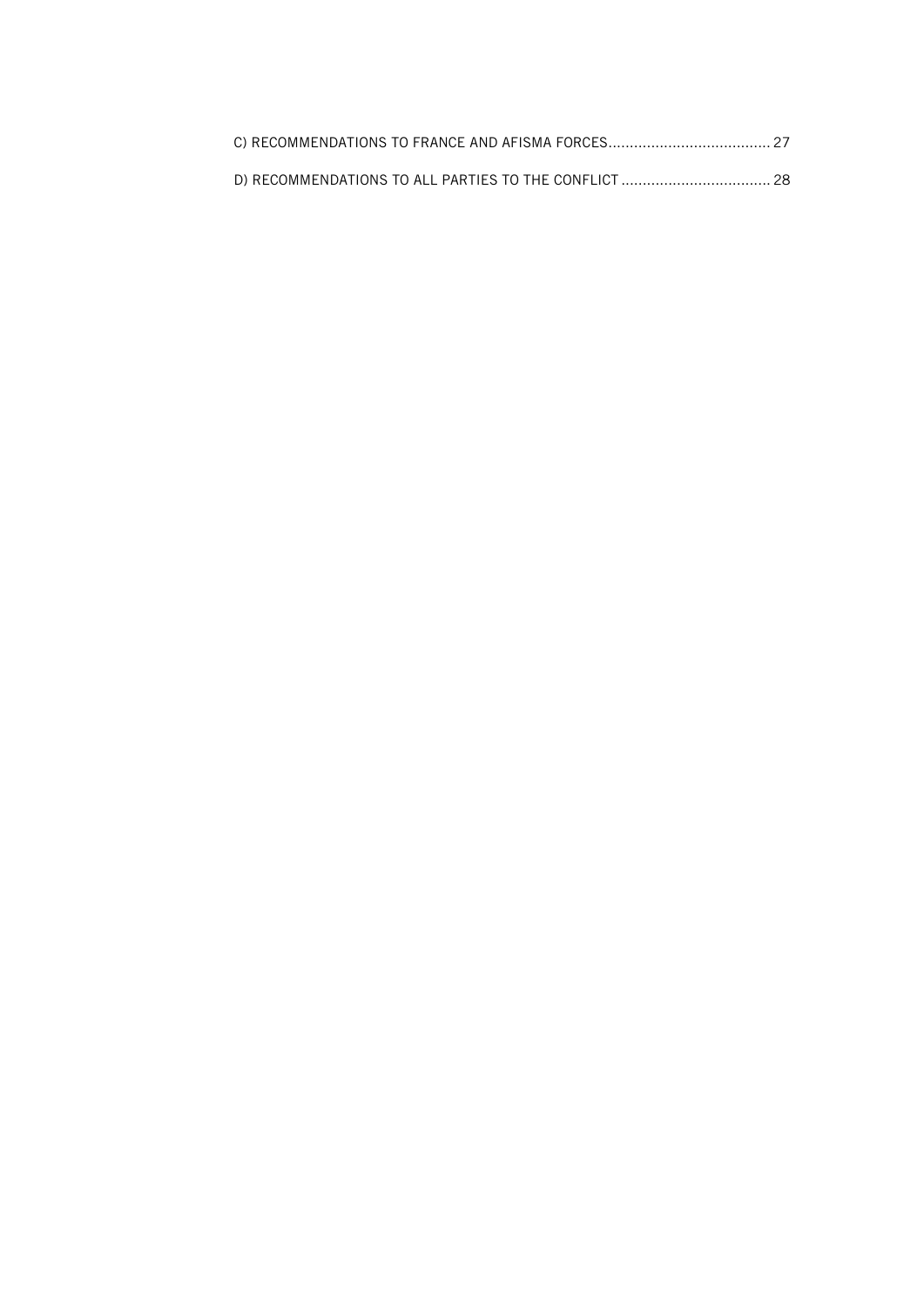C) RECOMMENDATIONS TO FRANCE AND AFISMA FORCES...................................... 27

D) RECOMMENDATIONS TO ALL PARTIES TO THE CONFLICT ................................... 28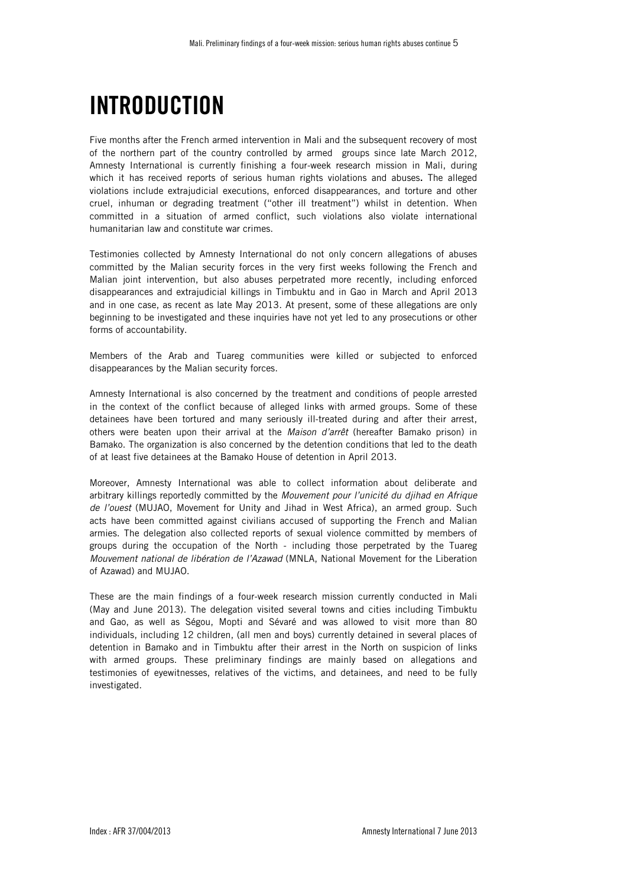# INTRODUCTION

Five months after the French armed intervention in Mali and the subsequent recovery of most of the northern part of the country controlled by armed groups since late March 2012, Amnesty International is currently finishing a four-week research mission in Mali, during which it has received reports of serious human rights violations and abuses**.** The alleged violations include extrajudicial executions, enforced disappearances, and torture and other cruel, inhuman or degrading treatment ("other ill treatment") whilst in detention. When committed in a situation of armed conflict, such violations also violate international humanitarian law and constitute war crimes.

Testimonies collected by Amnesty International do not only concern allegations of abuses committed by the Malian security forces in the very first weeks following the French and Malian joint intervention, but also abuses perpetrated more recently, including enforced disappearances and extrajudicial killings in Timbuktu and in Gao in March and April 2013 and in one case, as recent as late May 2013. At present, some of these allegations are only beginning to be investigated and these inquiries have not yet led to any prosecutions or other forms of accountability.

Members of the Arab and Tuareg communities were killed or subjected to enforced disappearances by the Malian security forces.

Amnesty International is also concerned by the treatment and conditions of people arrested in the context of the conflict because of alleged links with armed groups. Some of these detainees have been tortured and many seriously ill-treated during and after their arrest, others were beaten upon their arrival at the *Maison d'arrêt* (hereafter Bamako prison) in Bamako. The organization is also concerned by the detention conditions that led to the death of at least five detainees at the Bamako House of detention in April 2013.

Moreover, Amnesty International was able to collect information about deliberate and arbitrary killings reportedly committed by the *Mouvement pour l'unicité du djihad en Afrique de l'ouest* (MUJAO, Movement for Unity and Jihad in West Africa), an armed group. Such acts have been committed against civilians accused of supporting the French and Malian armies. The delegation also collected reports of sexual violence committed by members of groups during the occupation of the North - including those perpetrated by the Tuareg *Mouvement national de libération de l'Azawad* (MNLA, National Movement for the Liberation of Azawad) and MUJAO.

These are the main findings of a four-week research mission currently conducted in Mali (May and June 2013). The delegation visited several towns and cities including Timbuktu and Gao, as well as Ségou, Mopti and Sévaré and was allowed to visit more than 80 individuals, including 12 children, (all men and boys) currently detained in several places of detention in Bamako and in Timbuktu after their arrest in the North on suspicion of links with armed groups. These preliminary findings are mainly based on allegations and testimonies of eyewitnesses, relatives of the victims, and detainees, and need to be fully investigated.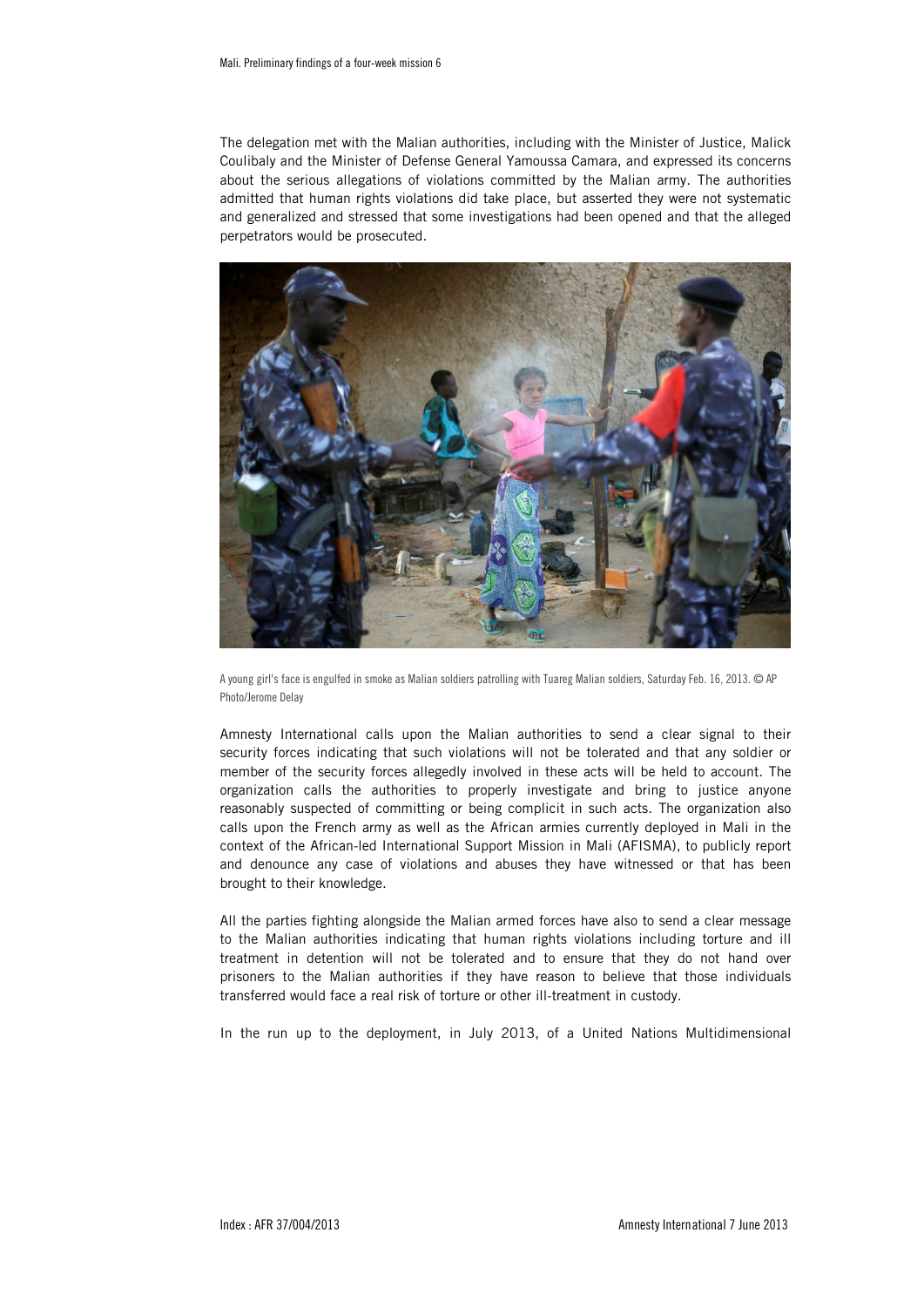The delegation met with the Malian authorities, including with the Minister of Justice, Malick Coulibaly and the Minister of Defense General Yamoussa Camara, and expressed its concerns about the serious allegations of violations committed by the Malian army. The authorities admitted that human rights violations did take place, but asserted they were not systematic and generalized and stressed that some investigations had been opened and that the alleged perpetrators would be prosecuted.

A young girl's face is engulfed in smoke as Malian soldiers patrolling with Tuareg Malian soldiers, Saturday Feb. 16, 2013. © AP Photo/Jerome Delay

Amnesty International calls upon the Malian authorities to send a clear signal to their security forces indicating that such violations will not be tolerated and that any soldier or member of the security forces allegedly involved in these acts will be held to account. The organization calls the authorities to properly investigate and bring to justice anyone reasonably suspected of committing or being complicit in such acts. The organization also calls upon the French army as well as the African armies currently deployed in Mali in the context of the African-led International Support Mission in Mali (AFISMA), to publicly report and denounce any case of violations and abuses they have witnessed or that has been brought to their knowledge.

All the parties fighting alongside the Malian armed forces have also to send a clear message to the Malian authorities indicating that human rights violations including torture and ill treatment in detention will not be tolerated and to ensure that they do not hand over prisoners to the Malian authorities if they have reason to believe that those individuals transferred would face a real risk of torture or other ill-treatment in custody.

In the run up to the deployment, in July 2013, of a United Nations Multidimensional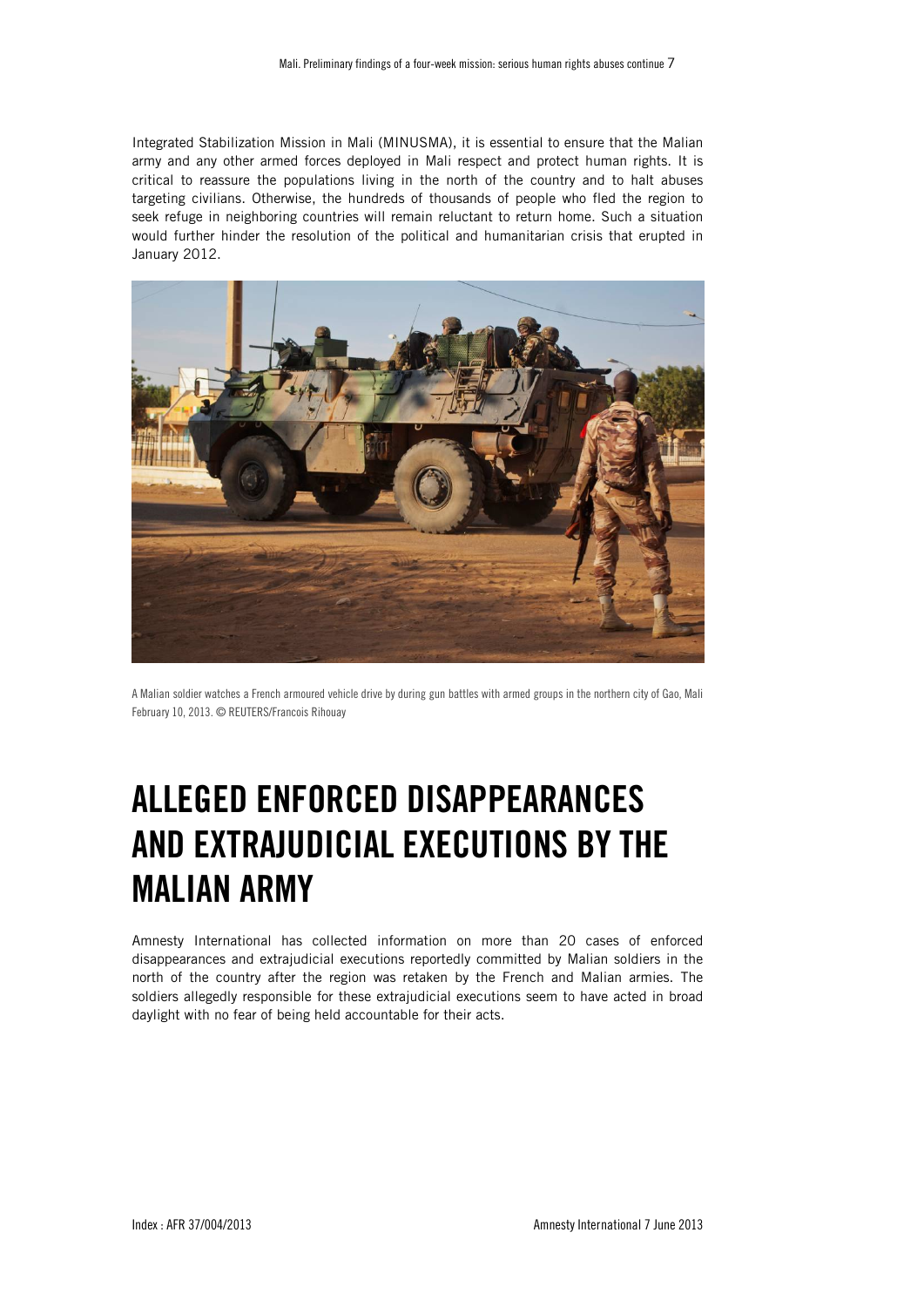Integrated Stabilization Mission in Mali (MINUSMA), it is essential to ensure that the Malian army and any other armed forces deployed in Mali respect and protect human rights. It is critical to reassure the populations living in the north of the country and to halt abuses targeting civilians. Otherwise, the hundreds of thousands of people who fled the region to seek refuge in neighboring countries will remain reluctant to return home. Such a situation would further hinder the resolution of the political and humanitarian crisis that erupted in January 2012.

A Malian soldier watches a French armoured vehicle drive by during gun battles with armed groups in the northern city of Gao, Mali February 10, 2013. © REUTERS/Francois Rihouay

# ALLEGED ENFORCED DISAPPEARANCES AND EXTRAJUDICIAL EXECUTIONS BY THE MALIAN ARMY

Amnesty International has collected information on more than 20 cases of enforced disappearances and extrajudicial executions reportedly committed by Malian soldiers in the north of the country after the region was retaken by the French and Malian armies. The soldiers allegedly responsible for these extrajudicial executions seem to have acted in broad daylight with no fear of being held accountable for their acts.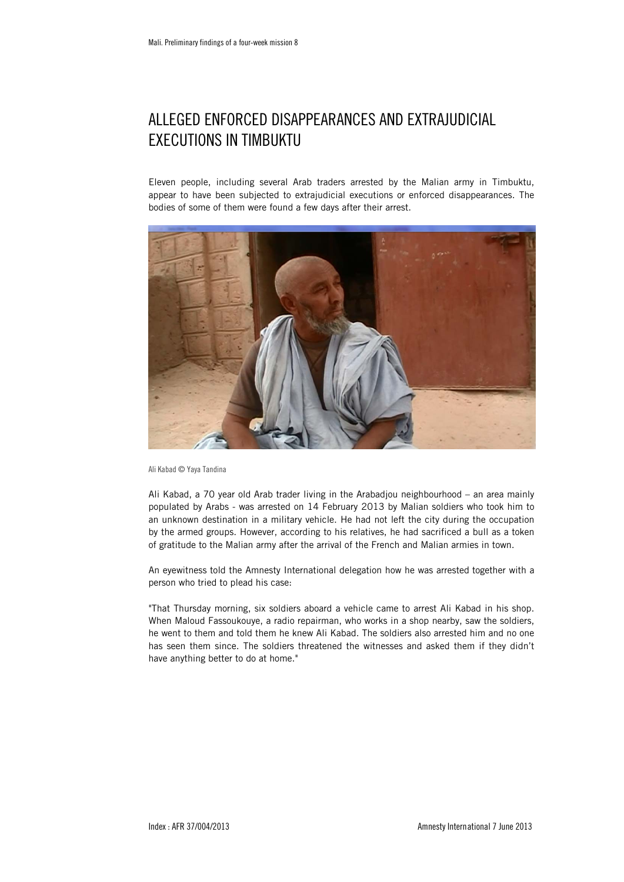## ALLEGED ENFORCED DISAPPEARANCES AND EXTRAJUDICIAL EXECUTIONS IN TIMBUKTU

Eleven people, including several Arab traders arrested by the Malian army in Timbuktu, appear to have been subjected to extrajudicial executions or enforced disappearances. The bodies of some of them were found a few days after their arrest.

Ali Kabad © Yaya Tandina

Ali Kabad, a 70 year old Arab trader living in the Arabadjou neighbourhood – an area mainly populated by Arabs - was arrested on 14 February 2013 by Malian soldiers who took him to an unknown destination in a military vehicle. He had not left the city during the occupation by the armed groups. However, according to his relatives, he had sacrificed a bull as a token of gratitude to the Malian army after the arrival of the French and Malian armies in town.

An eyewitness told the Amnesty International delegation how he was arrested together with a person who tried to plead his case:

"That Thursday morning, six soldiers aboard a vehicle came to arrest Ali Kabad in his shop. When Maloud Fassoukouye, a radio repairman, who works in a shop nearby, saw the soldiers, he went to them and told them he knew Ali Kabad. The soldiers also arrested him and no one has seen them since. The soldiers threatened the witnesses and asked them if they didn't have anything better to do at home."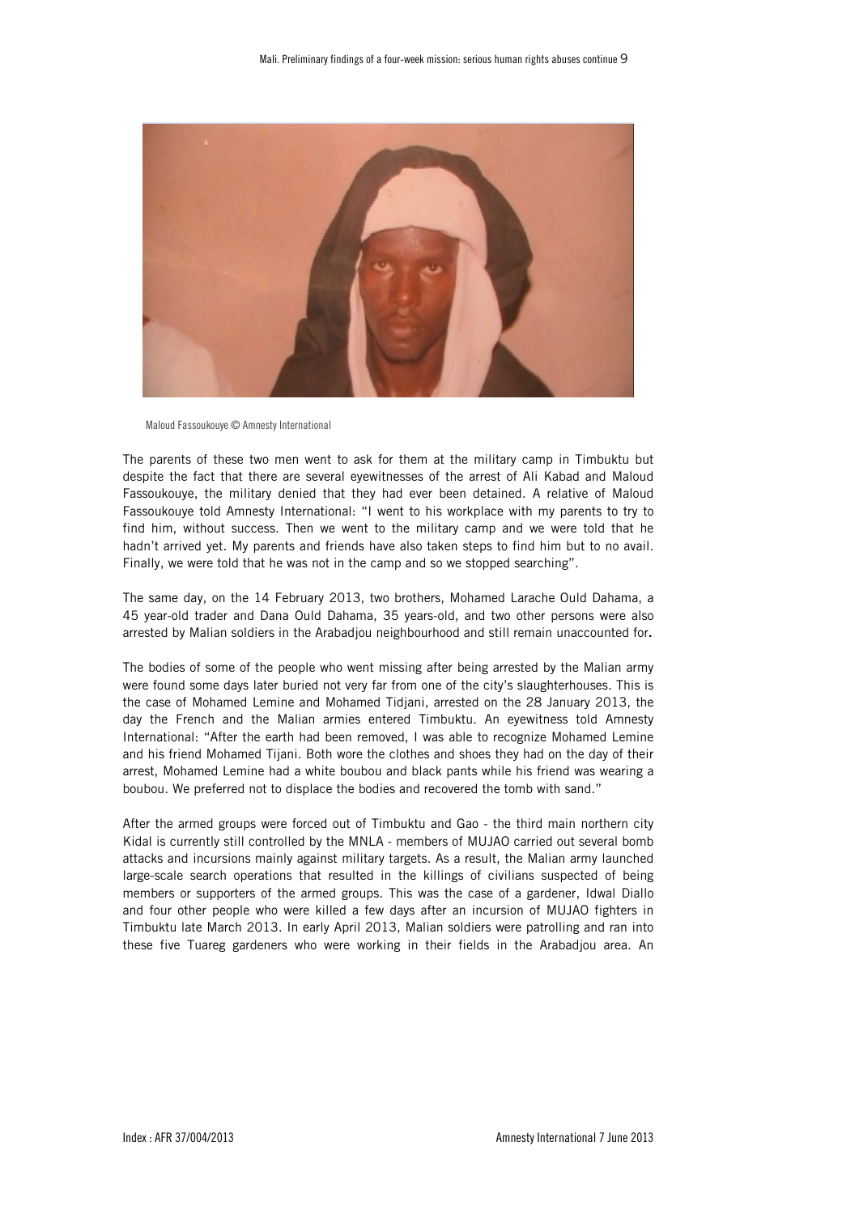Maloud Fassoukouye © Amnesty International

The parents of these two men went to ask for them at the military camp in Timbuktu but despite the fact that there are several eyewitnesses of the arrest of Ali Kabad and Maloud Fassoukouye, the military denied that they had ever been detained. A relative of Maloud Fassoukouye told Amnesty International: "I went to his workplace with my parents to try to find him, without success. Then we went to the military camp and we were told that he hadn't arrived yet. My parents and friends have also taken steps to find him but to no avail. Finally, we were told that he was not in the camp and so we stopped searching".

The same day, on the 14 February 2013, two brothers, Mohamed Larache Ould Dahama, a 45 year-old trader and Dana Ould Dahama, 35 years-old, and two other persons were also arrested by Malian soldiers in the Arabadjou neighbourhood and still remain unaccounted for.

The bodies of some of the people who went missing after being arrested by the Malian army were found some days later buried not very far from one of the city's slaughterhouses. This is the case of Mohamed Lemine and Mohamed Tidjani, arrested on the 28 January 2013, the day the French and the Malian armies entered Timbuktu. An eyewitness told Amnesty International: "After the earth had been removed, I was able to recognize Mohamed Lemine and his friend Mohamed Tijani. Both wore the clothes and shoes they had on the day of their arrest, Mohamed Lemine had a white boubou and black pants while his friend was wearing a boubou. We preferred not to displace the bodies and recovered the tomb with sand."

After the armed groups were forced out of Timbuktu and Gao - the third main northern city Kidal is currently still controlled by the MNLA - members of MUJAO carried out several bomb attacks and incursions mainly against military targets. As a result, the Malian army launched large-scale search operations that resulted in the killings of civilians suspected of being members or supporters of the armed groups. This was the case of a gardener, Idwal Diallo and four other people who were killed a few days after an incursion of MUJAO fighters in Timbuktu late March 2013. In early April 2013, Malian soldiers were patrolling and ran into these five Tuareg gardeners who were working in their fields in the Arabadjou area. An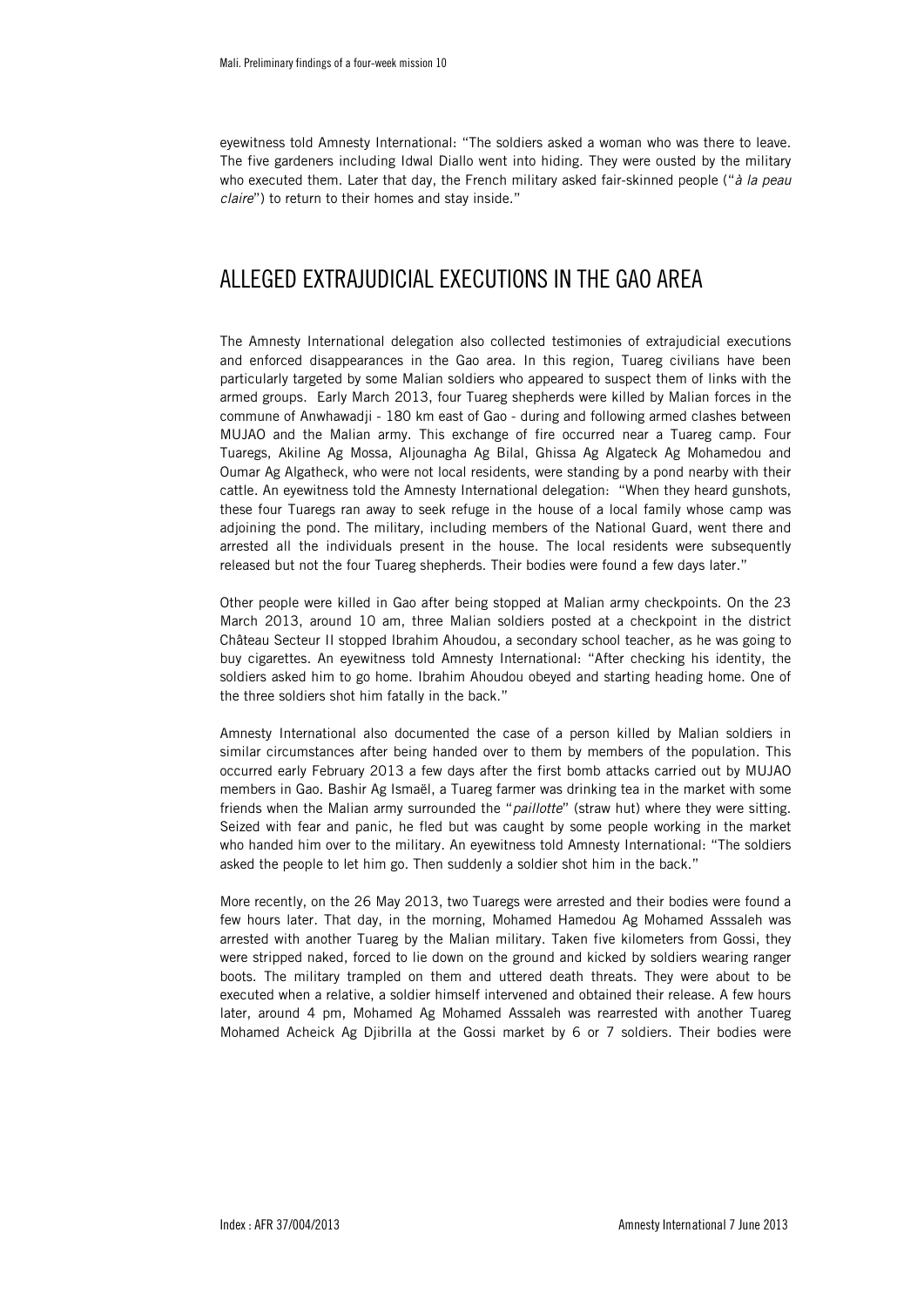eyewitness told Amnesty International: "The soldiers asked a woman who was there to leave. The five gardeners including Idwal Diallo went into hiding. They were ousted by the military who executed them. Later that day, the French military asked fair-skinned people ("*à la peau claire*") to return to their homes and stay inside."

## ALLEGED EXTRAJUDICIAL EXECUTIONS IN THE GAO AREA

The Amnesty International delegation also collected testimonies of extrajudicial executions and enforced disappearances in the Gao area. In this region, Tuareg civilians have been particularly targeted by some Malian soldiers who appeared to suspect them of links with the armed groups. Early March 2013, four Tuareg shepherds were killed by Malian forces in the commune of Anwhawadji - 180 km east of Gao - during and following armed clashes between MUJAO and the Malian army. This exchange of fire occurred near a Tuareg camp. Four Tuaregs, Akiline Ag Mossa, Aljounagha Ag Bilal, Ghissa Ag Algateck Ag Mohamedou and Oumar Ag Algatheck, who were not local residents, were standing by a pond nearby with their cattle. An eyewitness told the Amnesty International delegation: "When they heard gunshots, these four Tuaregs ran away to seek refuge in the house of a local family whose camp was adjoining the pond. The military, including members of the National Guard, went there and arrested all the individuals present in the house. The local residents were subsequently released but not the four Tuareg shepherds. Their bodies were found a few days later."

Other people were killed in Gao after being stopped at Malian army checkpoints. On the 23 March 2013, around 10 am, three Malian soldiers posted at a checkpoint in the district Château Secteur II stopped Ibrahim Ahoudou, a secondary school teacher, as he was going to buy cigarettes. An eyewitness told Amnesty International: "After checking his identity, the soldiers asked him to go home. Ibrahim Ahoudou obeyed and starting heading home. One of the three soldiers shot him fatally in the back."

Amnesty International also documented the case of a person killed by Malian soldiers in similar circumstances after being handed over to them by members of the population. This occurred early February 2013 a few days after the first bomb attacks carried out by MUJAO members in Gao. Bashir Ag Ismaël, a Tuareg farmer was drinking tea in the market with some friends when the Malian army surrounded the "*paillotte*" (straw hut) where they were sitting. Seized with fear and panic, he fled but was caught by some people working in the market who handed him over to the military. An eyewitness told Amnesty International: "The soldiers asked the people to let him go. Then suddenly a soldier shot him in the back."

More recently, on the 26 May 2013, two Tuaregs were arrested and their bodies were found a few hours later. That day, in the morning, Mohamed Hamedou Ag Mohamed Asssaleh was arrested with another Tuareg by the Malian military. Taken five kilometers from Gossi, they were stripped naked, forced to lie down on the ground and kicked by soldiers wearing ranger boots. The military trampled on them and uttered death threats. They were about to be executed when a relative, a soldier himself intervened and obtained their release. A few hours later, around 4 pm, Mohamed Ag Mohamed Asssaleh was rearrested with another Tuareg Mohamed Acheick Ag Djibrilla at the Gossi market by 6 or 7 soldiers. Their bodies were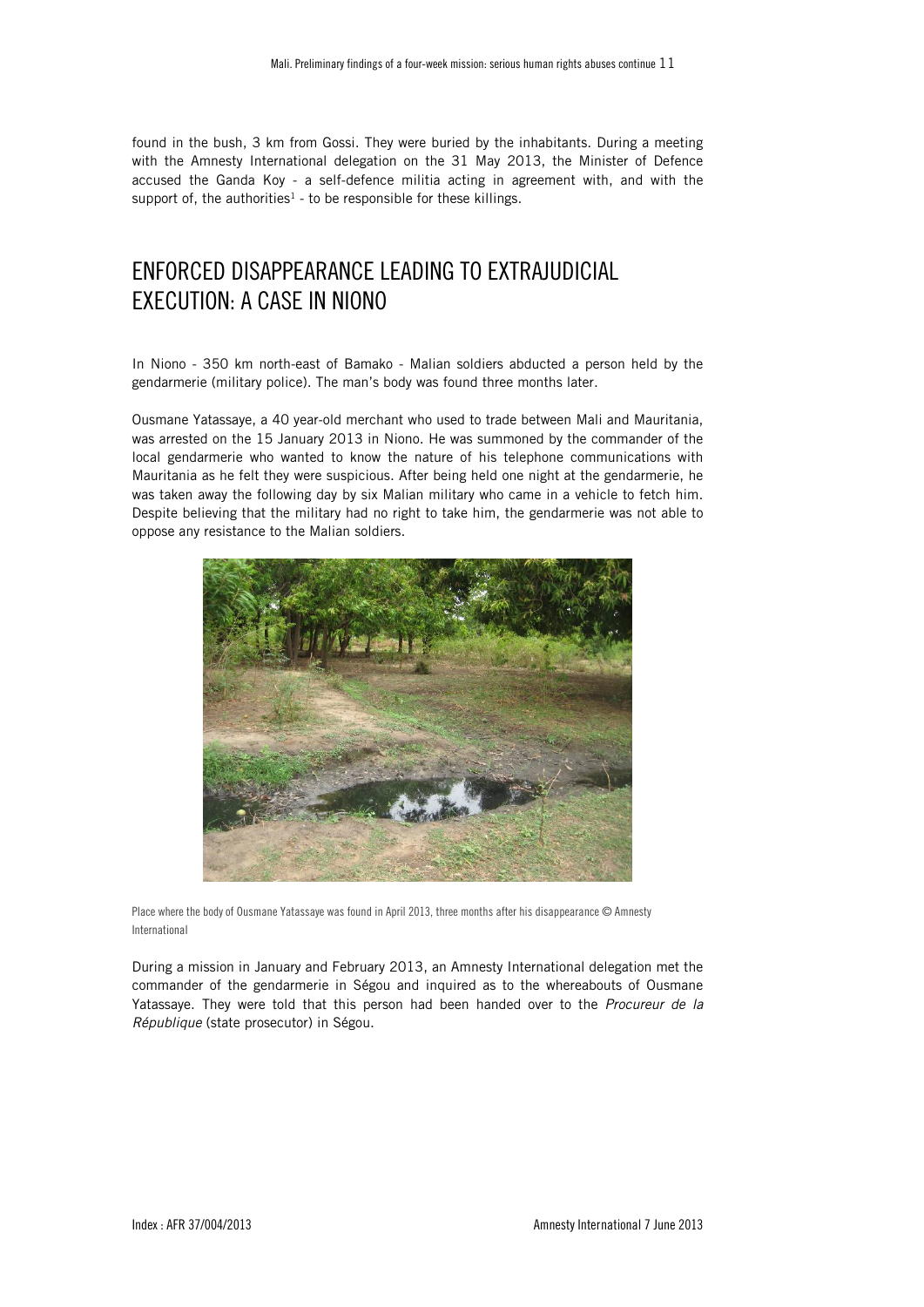found in the bush, 3 km from Gossi. They were buried by the inhabitants. During a meeting with the Amnesty International delegation on the 31 May 2013, the Minister of Defence accused the Ganda Koy - a self-defence militia acting in agreement with, and with the support of, the authorities[1] - to be responsible for these killings.

## ENFORCED DISAPPEARANCE LEADING TO EXTRAJUDICIAL EXECUTION: A CASE IN NIONO

In Niono - 350 km north-east of Bamako - Malian soldiers abducted a person held by the gendarmerie (military police). The man's body was found three months later.

Ousmane Yatassaye, a 40 year-old merchant who used to trade between Mali and Mauritania, was arrested on the 15 January 2013 in Niono. He was summoned by the commander of the local gendarmerie who wanted to know the nature of his telephone communications with Mauritania as he felt they were suspicious. After being held one night at the gendarmerie, he was taken away the following day by six Malian military who came in a vehicle to fetch him. Despite believing that the military had no right to take him, the gendarmerie was not able to oppose any resistance to the Malian soldiers.

Place where the body of Ousmane Yatassaye was found in April 2013, three months after his disappearance © Amnesty International

During a mission in January and February 2013, an Amnesty International delegation met the commander of the gendarmerie in Ségou and inquired as to the whereabouts of Ousmane Yatassaye. They were told that this person had been handed over to the *Procureur de la République* (state prosecutor) in Ségou.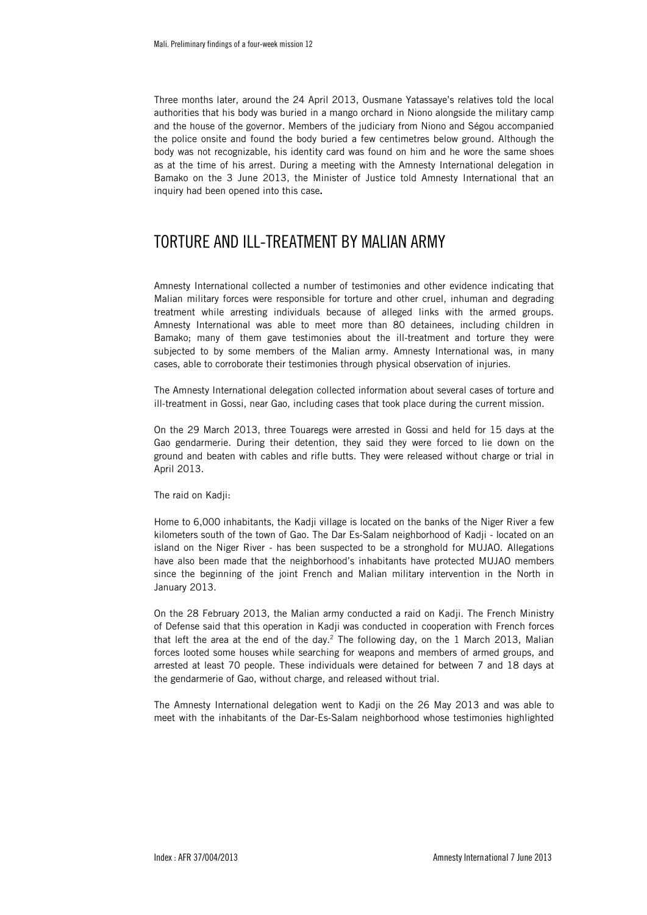Three months later, around the 24 April 2013, Ousmane Yatassaye's relatives told the local authorities that his body was buried in a mango orchard in Niono alongside the military camp and the house of the governor. Members of the judiciary from Niono and Ségou accompanied the police onsite and found the body buried a few centimetres below ground. Although the body was not recognizable, his identity card was found on him and he wore the same shoes as at the time of his arrest. During a meeting with the Amnesty International delegation in Bamako on the 3 June 2013, the Minister of Justice told Amnesty International that an inquiry had been opened into this case**.**

## TORTURE AND ILL-TREATMENT BY MALIAN ARMY

Amnesty International collected a number of testimonies and other evidence indicating that Malian military forces were responsible for torture and other cruel, inhuman and degrading treatment while arresting individuals because of alleged links with the armed groups. Amnesty International was able to meet more than 80 detainees, including children in Bamako; many of them gave testimonies about the ill-treatment and torture they were subjected to by some members of the Malian army. Amnesty International was, in many cases, able to corroborate their testimonies through physical observation of injuries.

The Amnesty International delegation collected information about several cases of torture and ill-treatment in Gossi, near Gao, including cases that took place during the current mission.

On the 29 March 2013, three Touaregs were arrested in Gossi and held for 15 days at the Gao gendarmerie. During their detention, they said they were forced to lie down on the ground and beaten with cables and rifle butts. They were released without charge or trial in April 2013.

The raid on Kadji:

Home to 6,000 inhabitants, the Kadji village is located on the banks of the Niger River a few kilometers south of the town of Gao. The Dar Es-Salam neighborhood of Kadji - located on an island on the Niger River - has been suspected to be a stronghold for MUJAO. Allegations have also been made that the neighborhood's inhabitants have protected MUJAO members since the beginning of the joint French and Malian military intervention in the North in January 2013.

On the 28 February 2013, the Malian army conducted a raid on Kadji. The French Ministry of Defense said that this operation in Kadji was conducted in cooperation with French forces that left the area at the end of the day.[2] The following day, on the 1 March 2013, Malian forces looted some houses while searching for weapons and members of armed groups, and arrested at least 70 people. These individuals were detained for between 7 and 18 days at the gendarmerie of Gao, without charge, and released without trial.

The Amnesty International delegation went to Kadji on the 26 May 2013 and was able to meet with the inhabitants of the Dar-Es-Salam neighborhood whose testimonies highlighted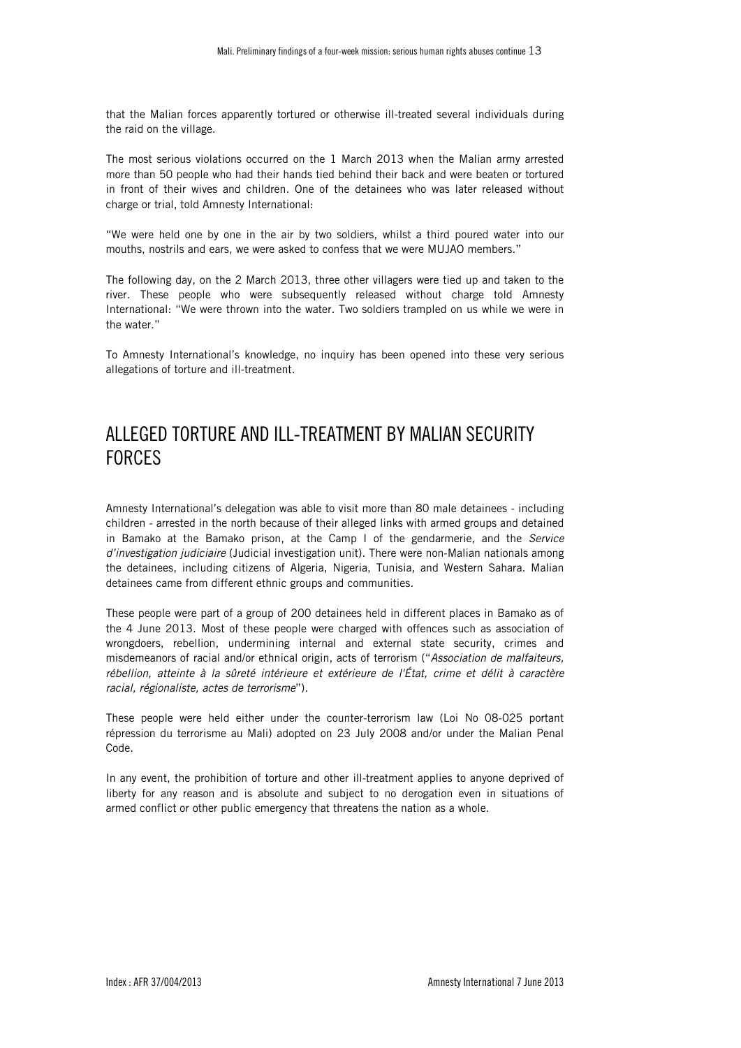that the Malian forces apparently tortured or otherwise ill-treated several individuals during the raid on the village.

The most serious violations occurred on the 1 March 2013 when the Malian army arrested more than 50 people who had their hands tied behind their back and were beaten or tortured in front of their wives and children. One of the detainees who was later released without charge or trial, told Amnesty International:

"We were held one by one in the air by two soldiers, whilst a third poured water into our mouths, nostrils and ears, we were asked to confess that we were MUJAO members."

The following day, on the 2 March 2013, three other villagers were tied up and taken to the river. These people who were subsequently released without charge told Amnesty International: "We were thrown into the water. Two soldiers trampled on us while we were in the water."

To Amnesty International's knowledge, no inquiry has been opened into these very serious allegations of torture and ill-treatment.

## ALLEGED TORTURE AND ILL-TREATMENT BY MALIAN SECURITY FORCES

Amnesty International's delegation was able to visit more than 80 male detainees - including children - arrested in the north because of their alleged links with armed groups and detained in Bamako at the Bamako prison, at the Camp I of the gendarmerie, and the *Service d'investigation judiciaire* (Judicial investigation unit). There were non-Malian nationals among the detainees, including citizens of Algeria, Nigeria, Tunisia, and Western Sahara. Malian detainees came from different ethnic groups and communities.

These people were part of a group of 200 detainees held in different places in Bamako as of the 4 June 2013. Most of these people were charged with offences such as association of wrongdoers, rebellion, undermining internal and external state security, crimes and misdemeanors of racial and/or ethnical origin, acts of terrorism ("*Association de malfaiteurs, rébellion, atteinte à la sûreté intérieure et extérieure de l'État, crime et délit à caractère racial, régionaliste, actes de terrorisme*").

These people were held either under the counter-terrorism law (Loi No 08-025 portant répression du terrorisme au Mali) adopted on 23 July 2008 and/or under the Malian Penal Code.

In any event, the prohibition of torture and other ill-treatment applies to anyone deprived of liberty for any reason and is absolute and subject to no derogation even in situations of armed conflict or other public emergency that threatens the nation as a whole.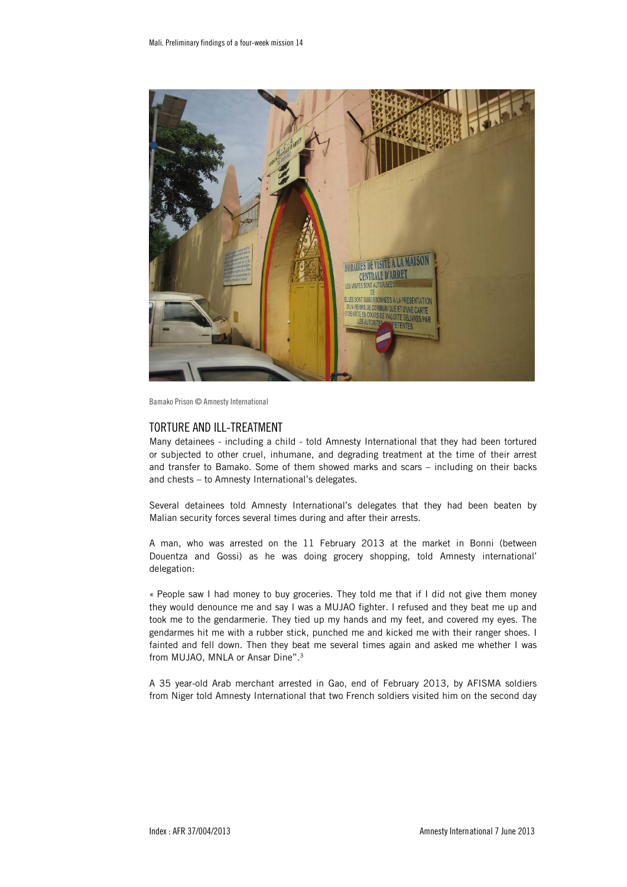Bamako Prison © Amnesty International

## TORTURE AND ILL-TREATMENT

Many detainees - including a child - told Amnesty International that they had been tortured or subjected to other cruel, inhumane, and degrading treatment at the time of their arrest and transfer to Bamako. Some of them showed marks and scars – including on their backs and chests – to Amnesty International's delegates.

Several detainees told Amnesty International's delegates that they had been beaten by Malian security forces several times during and after their arrests.

A man, who was arrested on the 11 February 2013 at the market in Bonni (between Douentza and Gossi) as he was doing grocery shopping, told Amnesty international' delegation:

« People saw I had money to buy groceries. They told me that if I did not give them money they would denounce me and say I was a MUJAO fighter. I refused and they beat me up and took me to the gendarmerie. They tied up my hands and my feet, and covered my eyes. The gendarmes hit me with a rubber stick, punched me and kicked me with their ranger shoes. I fainted and fell down. Then they beat me several times again and asked me whether I was from MUJAO, MNLA or Ansar Dine".[3]

A 35 year-old Arab merchant arrested in Gao, end of February 2013, by AFISMA soldiers from Niger told Amnesty International that two French soldiers visited him on the second day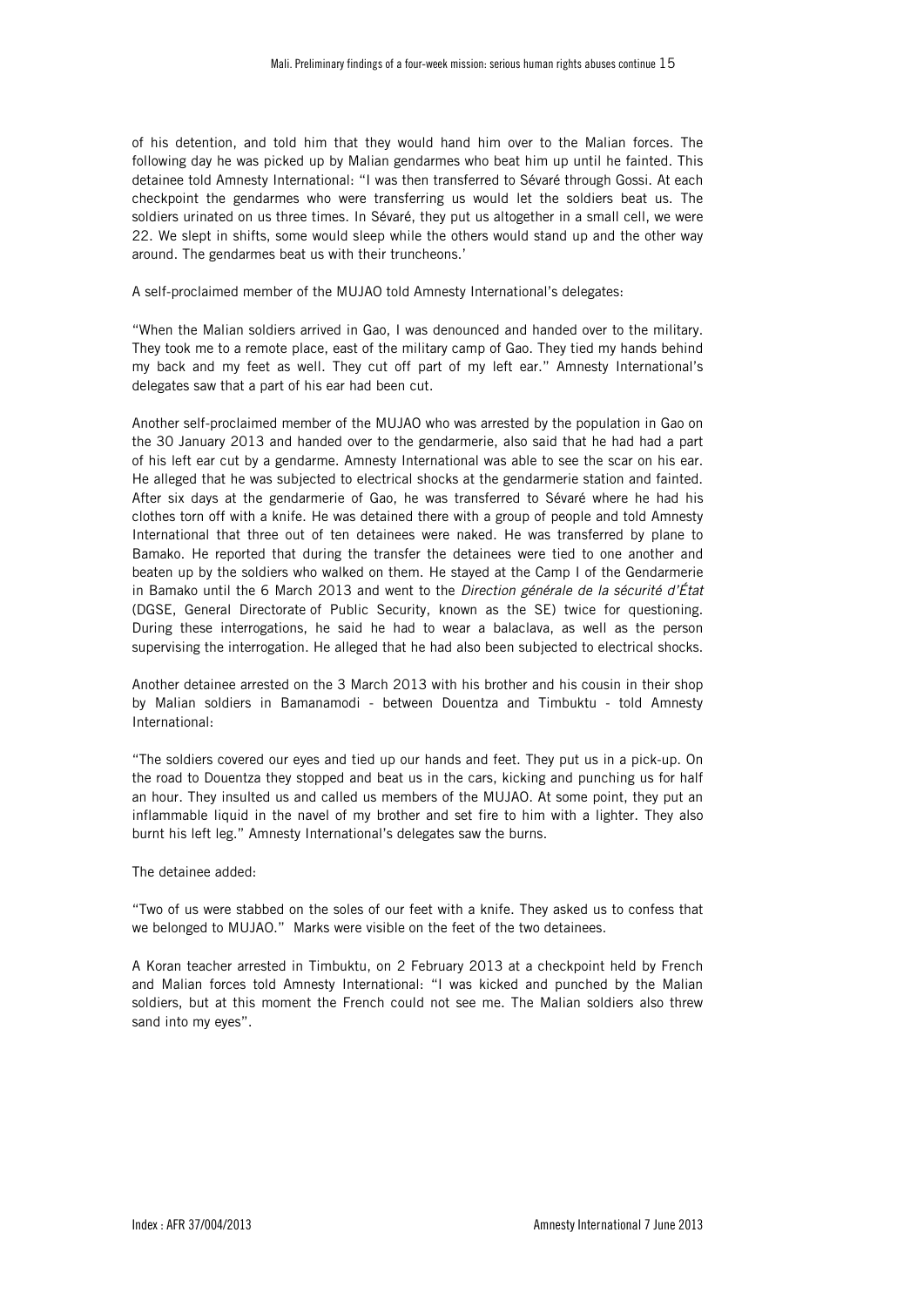of his detention, and told him that they would hand him over to the Malian forces. The following day he was picked up by Malian gendarmes who beat him up until he fainted. This detainee told Amnesty International: "I was then transferred to Sévaré through Gossi. At each checkpoint the gendarmes who were transferring us would let the soldiers beat us. The soldiers urinated on us three times. In Sévaré, they put us altogether in a small cell, we were 22. We slept in shifts, some would sleep while the others would stand up and the other way around. The gendarmes beat us with their truncheons.'

A self-proclaimed member of the MUJAO told Amnesty International's delegates:

"When the Malian soldiers arrived in Gao, I was denounced and handed over to the military. They took me to a remote place, east of the military camp of Gao. They tied my hands behind my back and my feet as well. They cut off part of my left ear." Amnesty International's delegates saw that a part of his ear had been cut.

Another self-proclaimed member of the MUJAO who was arrested by the population in Gao on the 30 January 2013 and handed over to the gendarmerie, also said that he had had a part of his left ear cut by a gendarme. Amnesty International was able to see the scar on his ear. He alleged that he was subjected to electrical shocks at the gendarmerie station and fainted. After six days at the gendarmerie of Gao, he was transferred to Sévaré where he had his clothes torn off with a knife. He was detained there with a group of people and told Amnesty International that three out of ten detainees were naked. He was transferred by plane to Bamako. He reported that during the transfer the detainees were tied to one another and beaten up by the soldiers who walked on them. He stayed at the Camp I of the Gendarmerie in Bamako until the 6 March 2013 and went to the *Direction générale de la sécurité d'État* (DGSE, General Directorate of Public Security, known as the SE) twice for questioning. During these interrogations, he said he had to wear a balaclava, as well as the person supervising the interrogation. He alleged that he had also been subjected to electrical shocks.

Another detainee arrested on the 3 March 2013 with his brother and his cousin in their shop by Malian soldiers in Bamanamodi - between Douentza and Timbuktu - told Amnesty International:

"The soldiers covered our eyes and tied up our hands and feet. They put us in a pick-up. On the road to Douentza they stopped and beat us in the cars, kicking and punching us for half an hour. They insulted us and called us members of the MUJAO. At some point, they put an inflammable liquid in the navel of my brother and set fire to him with a lighter. They also burnt his left leg." Amnesty International's delegates saw the burns.

The detainee added:

"Two of us were stabbed on the soles of our feet with a knife. They asked us to confess that we belonged to MUJAO." Marks were visible on the feet of the two detainees.

A Koran teacher arrested in Timbuktu, on 2 February 2013 at a checkpoint held by French and Malian forces told Amnesty International: "I was kicked and punched by the Malian soldiers, but at this moment the French could not see me. The Malian soldiers also threw sand into my eyes".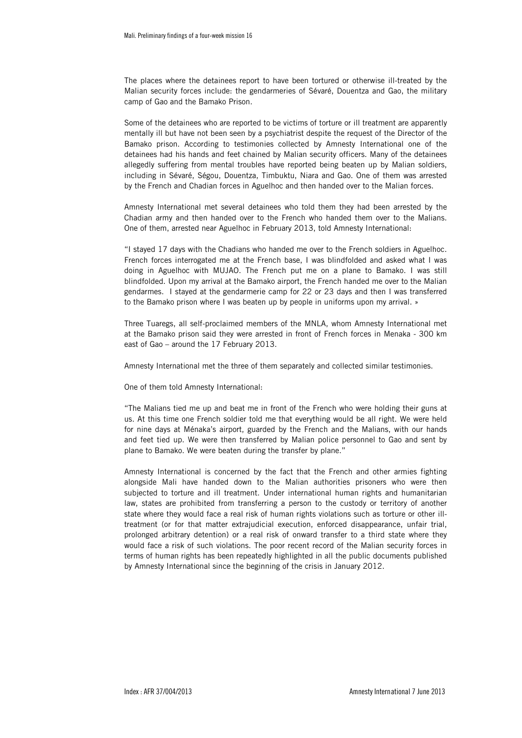The places where the detainees report to have been tortured or otherwise ill-treated by the Malian security forces include: the gendarmeries of Sévaré, Douentza and Gao, the military camp of Gao and the Bamako Prison.

Some of the detainees who are reported to be victims of torture or ill treatment are apparently mentally ill but have not been seen by a psychiatrist despite the request of the Director of the Bamako prison. According to testimonies collected by Amnesty International one of the detainees had his hands and feet chained by Malian security officers. Many of the detainees allegedly suffering from mental troubles have reported being beaten up by Malian soldiers, including in Sévaré, Ségou, Douentza, Timbuktu, Niara and Gao. One of them was arrested by the French and Chadian forces in Aguelhoc and then handed over to the Malian forces.

Amnesty International met several detainees who told them they had been arrested by the Chadian army and then handed over to the French who handed them over to the Malians. One of them, arrested near Aguelhoc in February 2013, told Amnesty International:

"I stayed 17 days with the Chadians who handed me over to the French soldiers in Aguelhoc. French forces interrogated me at the French base, I was blindfolded and asked what I was doing in Aguelhoc with MUJAO. The French put me on a plane to Bamako. I was still blindfolded. Upon my arrival at the Bamako airport, the French handed me over to the Malian gendarmes. I stayed at the gendarmerie camp for 22 or 23 days and then I was transferred to the Bamako prison where I was beaten up by people in uniforms upon my arrival. »

Three Tuaregs, all self-proclaimed members of the MNLA, whom Amnesty International met at the Bamako prison said they were arrested in front of French forces in Menaka - 300 km east of Gao – around the 17 February 2013.

Amnesty International met the three of them separately and collected similar testimonies.

One of them told Amnesty International:

"The Malians tied me up and beat me in front of the French who were holding their guns at us. At this time one French soldier told me that everything would be all right. We were held for nine days at Ménaka's airport, guarded by the French and the Malians, with our hands and feet tied up. We were then transferred by Malian police personnel to Gao and sent by plane to Bamako. We were beaten during the transfer by plane."

Amnesty International is concerned by the fact that the French and other armies fighting alongside Mali have handed down to the Malian authorities prisoners who were then subjected to torture and ill treatment. Under international human rights and humanitarian law, states are prohibited from transferring a person to the custody or territory of another state where they would face a real risk of human rights violations such as torture or other ill-treatment (or for that matter extrajudicial execution, enforced disappearance, unfair trial, prolonged arbitrary detention) or a real risk of onward transfer to a third state where they would face a risk of such violations. The poor recent record of the Malian security forces in terms of human rights has been repeatedly highlighted in all the public documents published by Amnesty International since the beginning of the crisis in January 2012.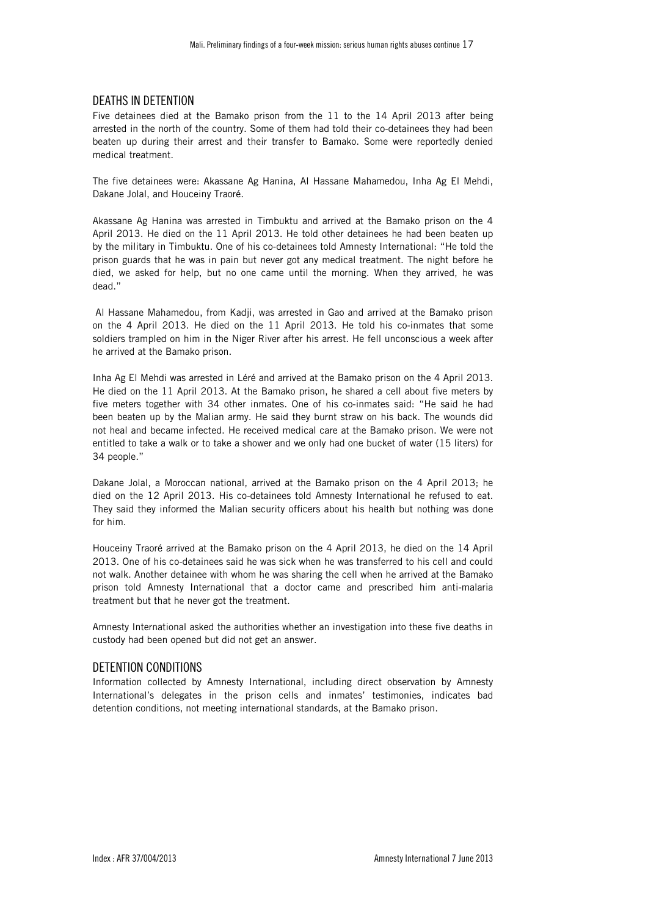## DEATHS IN DETENTION

Five detainees died at the Bamako prison from the 11 to the 14 April 2013 after being arrested in the north of the country. Some of them had told their co-detainees they had been beaten up during their arrest and their transfer to Bamako. Some were reportedly denied medical treatment.

The five detainees were: Akassane Ag Hanina, Al Hassane Mahamedou, Inha Ag El Mehdi, Dakane Jolal, and Houceiny Traoré.

Akassane Ag Hanina was arrested in Timbuktu and arrived at the Bamako prison on the 4 April 2013. He died on the 11 April 2013. He told other detainees he had been beaten up by the military in Timbuktu. One of his co-detainees told Amnesty International: "He told the prison guards that he was in pain but never got any medical treatment. The night before he died, we asked for help, but no one came until the morning. When they arrived, he was dead."

Al Hassane Mahamedou, from Kadji, was arrested in Gao and arrived at the Bamako prison on the 4 April 2013. He died on the 11 April 2013. He told his co-inmates that some soldiers trampled on him in the Niger River after his arrest. He fell unconscious a week after he arrived at the Bamako prison.

Inha Ag El Mehdi was arrested in Léré and arrived at the Bamako prison on the 4 April 2013. He died on the 11 April 2013. At the Bamako prison, he shared a cell about five meters by five meters together with 34 other inmates. One of his co-inmates said: "He said he had been beaten up by the Malian army. He said they burnt straw on his back. The wounds did not heal and became infected. He received medical care at the Bamako prison. We were not entitled to take a walk or to take a shower and we only had one bucket of water (15 liters) for 34 people."

Dakane Jolal, a Moroccan national, arrived at the Bamako prison on the 4 April 2013; he died on the 12 April 2013. His co-detainees told Amnesty International he refused to eat. They said they informed the Malian security officers about his health but nothing was done for him.

Houceiny Traoré arrived at the Bamako prison on the 4 April 2013, he died on the 14 April 2013. One of his co-detainees said he was sick when he was transferred to his cell and could not walk. Another detainee with whom he was sharing the cell when he arrived at the Bamako prison told Amnesty International that a doctor came and prescribed him anti-malaria treatment but that he never got the treatment.

Amnesty International asked the authorities whether an investigation into these five deaths in custody had been opened but did not get an answer.

## DETENTION CONDITIONS

Information collected by Amnesty International, including direct observation by Amnesty International's delegates in the prison cells and inmates' testimonies, indicates bad detention conditions, not meeting international standards, at the Bamako prison.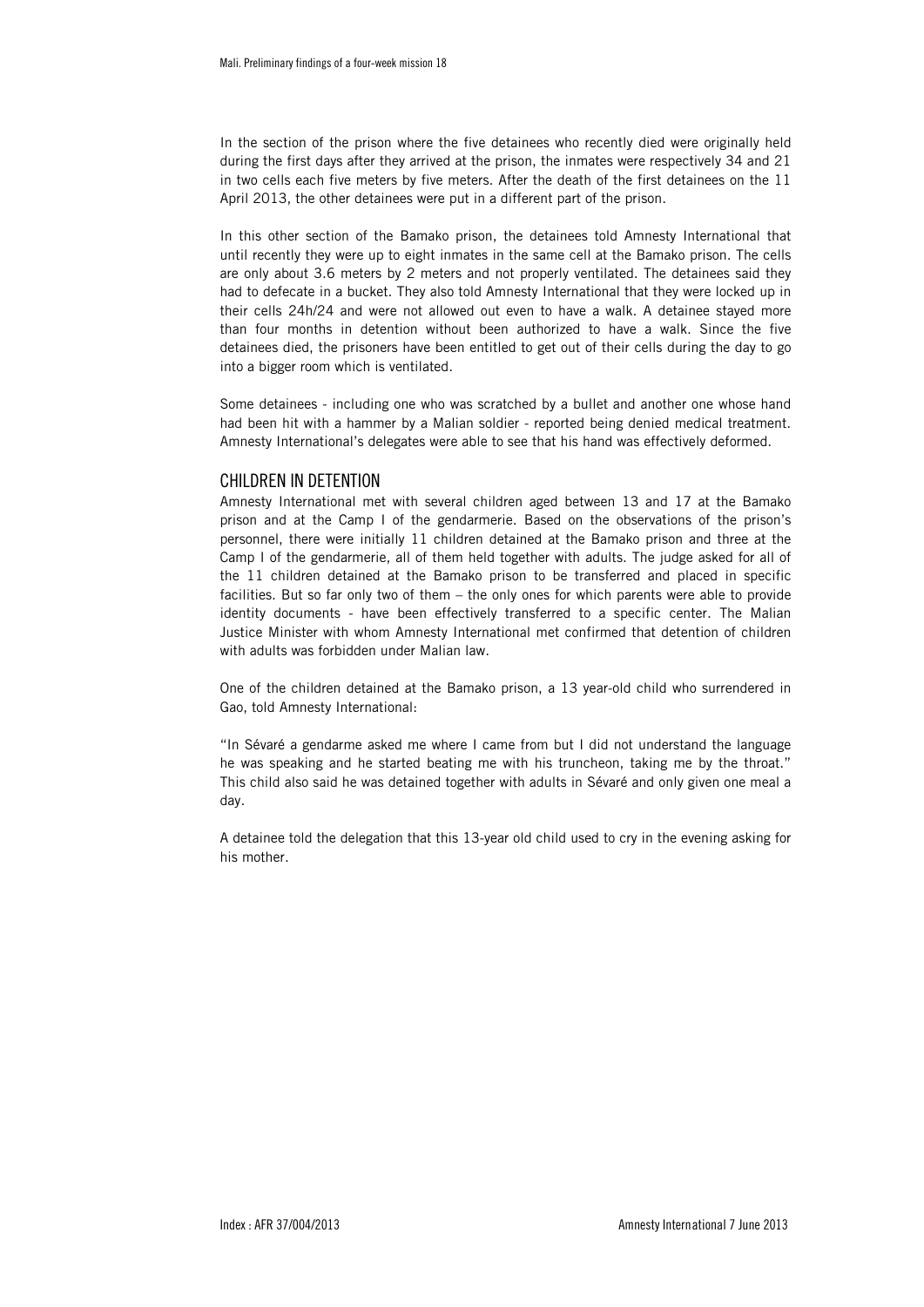In the section of the prison where the five detainees who recently died were originally held during the first days after they arrived at the prison, the inmates were respectively 34 and 21 in two cells each five meters by five meters. After the death of the first detainees on the 11 April 2013, the other detainees were put in a different part of the prison.

In this other section of the Bamako prison, the detainees told Amnesty International that until recently they were up to eight inmates in the same cell at the Bamako prison. The cells are only about 3.6 meters by 2 meters and not properly ventilated. The detainees said they had to defecate in a bucket. They also told Amnesty International that they were locked up in their cells 24h/24 and were not allowed out even to have a walk. A detainee stayed more than four months in detention without been authorized to have a walk. Since the five detainees died, the prisoners have been entitled to get out of their cells during the day to go into a bigger room which is ventilated.

Some detainees - including one who was scratched by a bullet and another one whose hand had been hit with a hammer by a Malian soldier - reported being denied medical treatment. Amnesty International's delegates were able to see that his hand was effectively deformed.

## CHILDREN IN DETENTION

Amnesty International met with several children aged between 13 and 17 at the Bamako prison and at the Camp I of the gendarmerie. Based on the observations of the prison's personnel, there were initially 11 children detained at the Bamako prison and three at the Camp I of the gendarmerie, all of them held together with adults. The judge asked for all of the 11 children detained at the Bamako prison to be transferred and placed in specific facilities. But so far only two of them – the only ones for which parents were able to provide identity documents - have been effectively transferred to a specific center. The Malian Justice Minister with whom Amnesty International met confirmed that detention of children with adults was forbidden under Malian law.

One of the children detained at the Bamako prison, a 13 year-old child who surrendered in Gao, told Amnesty International:

"In Sévaré a gendarme asked me where I came from but I did not understand the language he was speaking and he started beating me with his truncheon, taking me by the throat." This child also said he was detained together with adults in Sévaré and only given one meal a day.

A detainee told the delegation that this 13-year old child used to cry in the evening asking for his mother.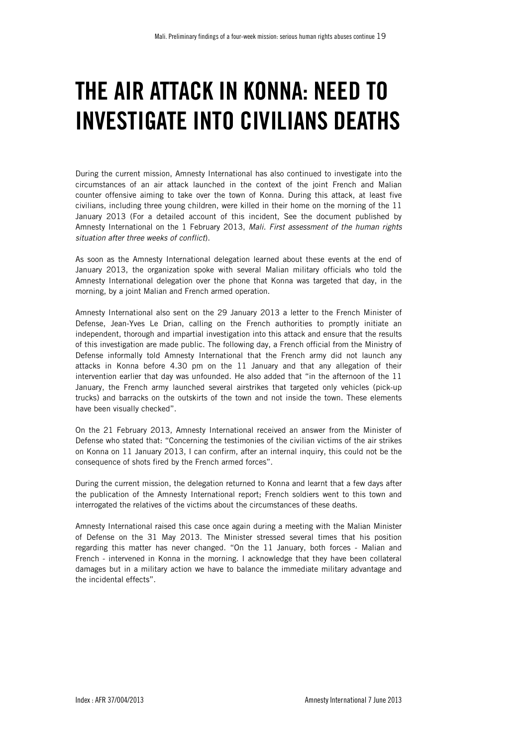# THE AIR ATTACK IN KONNA: NEED TO INVESTIGATE INTO CIVILIANS DEATHS

During the current mission, Amnesty International has also continued to investigate into the circumstances of an air attack launched in the context of the joint French and Malian counter offensive aiming to take over the town of Konna. During this attack, at least five civilians, including three young children, were killed in their home on the morning of the 11 January 2013 (For a detailed account of this incident, See the document published by Amnesty International on the 1 February 2013, *Mali. First assessment of the human rights situation after three weeks of conflict*).

As soon as the Amnesty International delegation learned about these events at the end of January 2013, the organization spoke with several Malian military officials who told the Amnesty International delegation over the phone that Konna was targeted that day, in the morning, by a joint Malian and French armed operation.

Amnesty International also sent on the 29 January 2013 a letter to the French Minister of Defense, Jean-Yves Le Drian, calling on the French authorities to promptly initiate an independent, thorough and impartial investigation into this attack and ensure that the results of this investigation are made public. The following day, a French official from the Ministry of Defense informally told Amnesty International that the French army did not launch any attacks in Konna before 4.30 pm on the 11 January and that any allegation of their intervention earlier that day was unfounded. He also added that "in the afternoon of the 11 January, the French army launched several airstrikes that targeted only vehicles (pick-up trucks) and barracks on the outskirts of the town and not inside the town. These elements have been visually checked".

On the 21 February 2013, Amnesty International received an answer from the Minister of Defense who stated that: "Concerning the testimonies of the civilian victims of the air strikes on Konna on 11 January 2013, I can confirm, after an internal inquiry, this could not be the consequence of shots fired by the French armed forces".

During the current mission, the delegation returned to Konna and learnt that a few days after the publication of the Amnesty International report; French soldiers went to this town and interrogated the relatives of the victims about the circumstances of these deaths.

Amnesty International raised this case once again during a meeting with the Malian Minister of Defense on the 31 May 2013. The Minister stressed several times that his position regarding this matter has never changed. "On the 11 January, both forces - Malian and French - intervened in Konna in the morning. I acknowledge that they have been collateral damages but in a military action we have to balance the immediate military advantage and the incidental effects".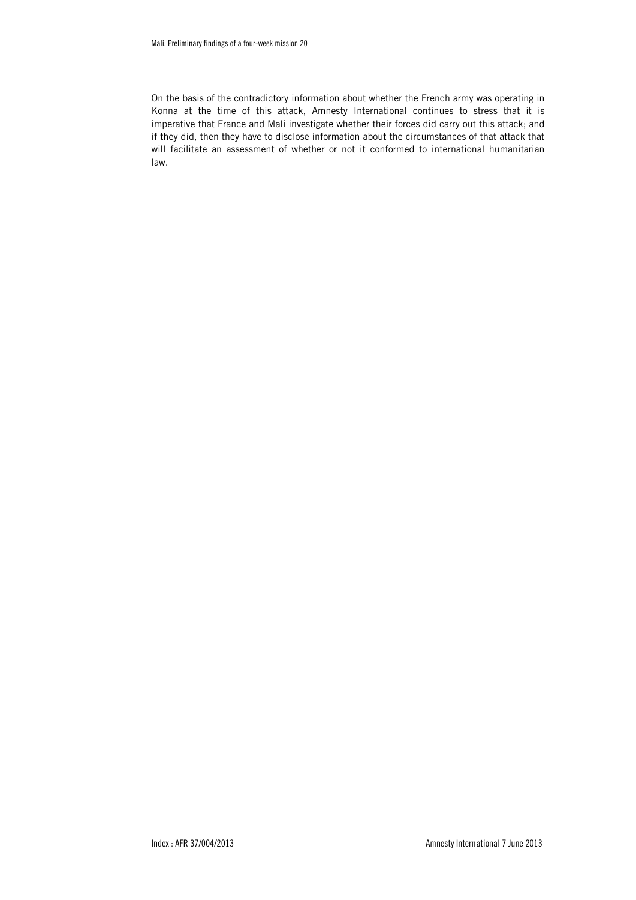On the basis of the contradictory information about whether the French army was operating in Konna at the time of this attack, Amnesty International continues to stress that it is imperative that France and Mali investigate whether their forces did carry out this attack; and if they did, then they have to disclose information about the circumstances of that attack that will facilitate an assessment of whether or not it conformed to international humanitarian law.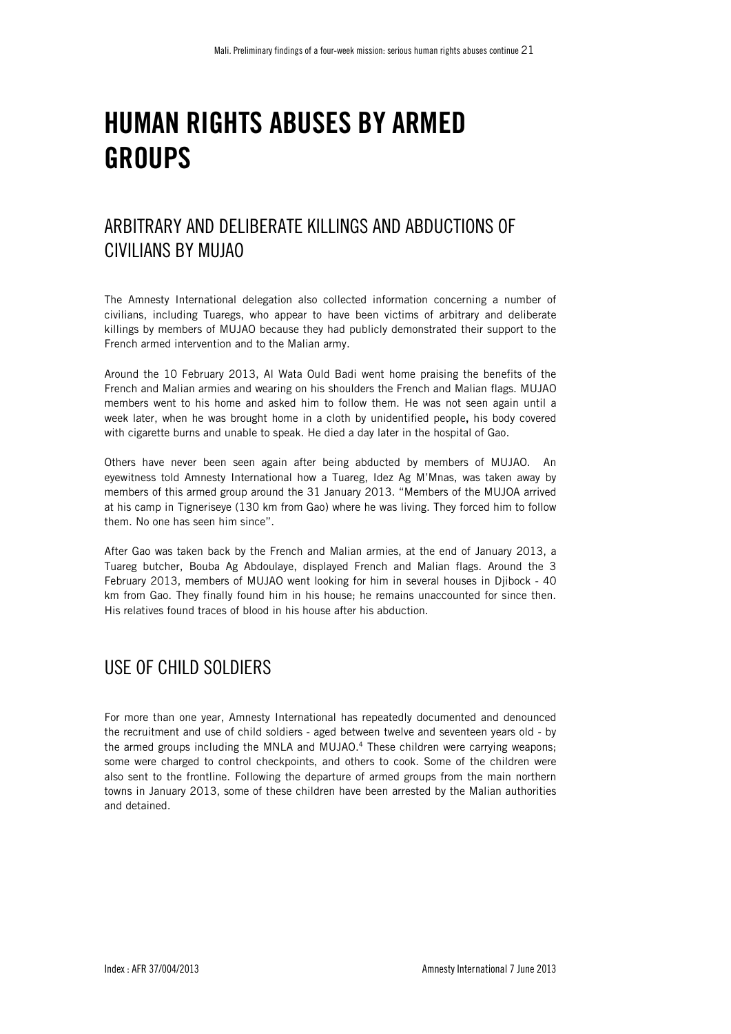# HUMAN RIGHTS ABUSES BY ARMED GROUPS

## ARBITRARY AND DELIBERATE KILLINGS AND ABDUCTIONS OF CIVILIANS BY MUJAO

The Amnesty International delegation also collected information concerning a number of civilians, including Tuaregs, who appear to have been victims of arbitrary and deliberate killings by members of MUJAO because they had publicly demonstrated their support to the French armed intervention and to the Malian army.

Around the 10 February 2013, Al Wata Ould Badi went home praising the benefits of the French and Malian armies and wearing on his shoulders the French and Malian flags. MUJAO members went to his home and asked him to follow them. He was not seen again until a week later, when he was brought home in a cloth by unidentified people**,** his body covered with cigarette burns and unable to speak. He died a day later in the hospital of Gao.

Others have never been seen again after being abducted by members of MUJAO. An eyewitness told Amnesty International how a Tuareg, Idez Ag M'Mnas, was taken away by members of this armed group around the 31 January 2013. "Members of the MUJOA arrived at his camp in Tigneriseye (130 km from Gao) where he was living. They forced him to follow them. No one has seen him since".

After Gao was taken back by the French and Malian armies, at the end of January 2013, a Tuareg butcher, Bouba Ag Abdoulaye, displayed French and Malian flags. Around the 3 February 2013, members of MUJAO went looking for him in several houses in Djibock - 40 km from Gao. They finally found him in his house; he remains unaccounted for since then. His relatives found traces of blood in his house after his abduction.

## USE OF CHILD SOLDIERS

For more than one year, Amnesty International has repeatedly documented and denounced the recruitment and use of child soldiers - aged between twelve and seventeen years old - by the armed groups including the MNLA and MUJAO.[4] These children were carrying weapons; some were charged to control checkpoints, and others to cook. Some of the children were also sent to the frontline. Following the departure of armed groups from the main northern towns in January 2013, some of these children have been arrested by the Malian authorities and detained.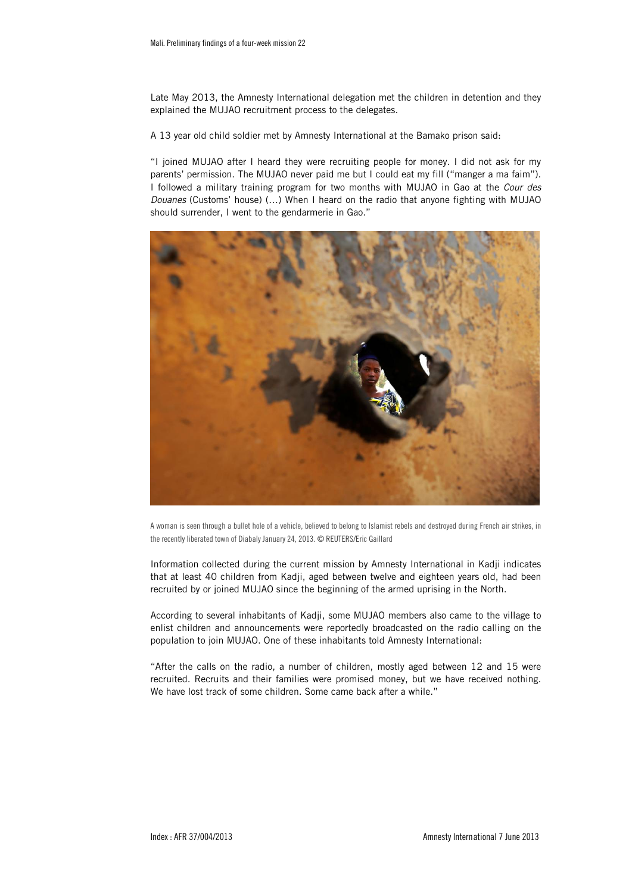Late May 2013, the Amnesty International delegation met the children in detention and they explained the MUJAO recruitment process to the delegates.

A 13 year old child soldier met by Amnesty International at the Bamako prison said:

"I joined MUJAO after I heard they were recruiting people for money. I did not ask for my parents' permission. The MUJAO never paid me but I could eat my fill ("manger a ma faim"). I followed a military training program for two months with MUJAO in Gao at the *Cour des Douanes* (Customs' house) (…) When I heard on the radio that anyone fighting with MUJAO should surrender, I went to the gendarmerie in Gao."

A woman is seen through a bullet hole of a vehicle, believed to belong to Islamist rebels and destroyed during French air strikes, in the recently liberated town of Diabaly January 24, 2013. © REUTERS/Eric Gaillard

Information collected during the current mission by Amnesty International in Kadji indicates that at least 40 children from Kadji, aged between twelve and eighteen years old, had been recruited by or joined MUJAO since the beginning of the armed uprising in the North.

According to several inhabitants of Kadji, some MUJAO members also came to the village to enlist children and announcements were reportedly broadcasted on the radio calling on the population to join MUJAO. One of these inhabitants told Amnesty International:

"After the calls on the radio, a number of children, mostly aged between 12 and 15 were recruited. Recruits and their families were promised money, but we have received nothing. We have lost track of some children. Some came back after a while."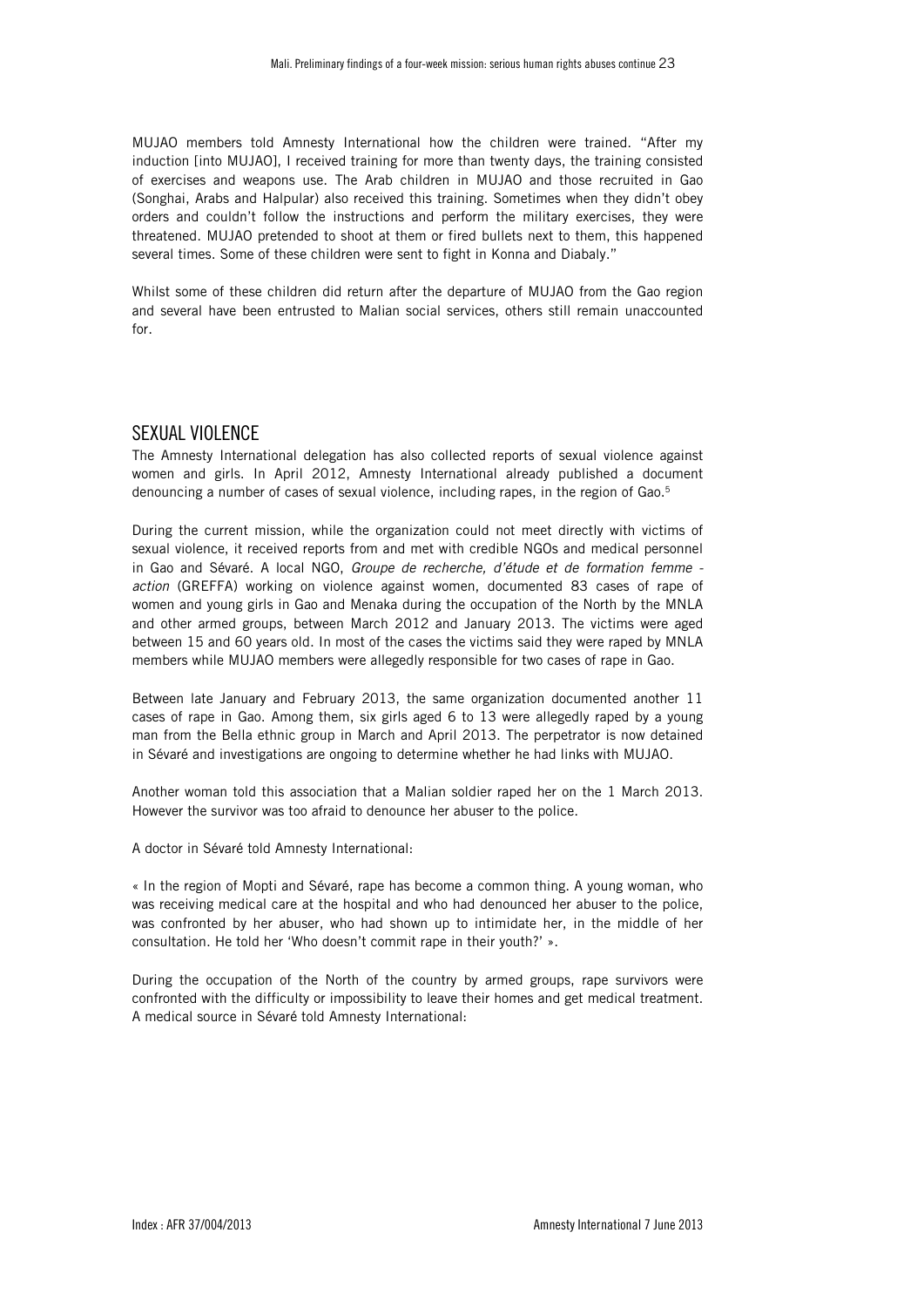MUJAO members told Amnesty International how the children were trained. "After my induction [into MUJAO], I received training for more than twenty days, the training consisted of exercises and weapons use. The Arab children in MUJAO and those recruited in Gao (Songhai, Arabs and Halpular) also received this training. Sometimes when they didn't obey orders and couldn't follow the instructions and perform the military exercises, they were threatened. MUJAO pretended to shoot at them or fired bullets next to them, this happened several times. Some of these children were sent to fight in Konna and Diabaly."

Whilst some of these children did return after the departure of MUJAO from the Gao region and several have been entrusted to Malian social services, others still remain unaccounted for.

## SEXUAL VIOLENCE

The Amnesty International delegation has also collected reports of sexual violence against women and girls. In April 2012, Amnesty International already published a document denouncing a number of cases of sexual violence, including rapes, in the region of Gao.[5]

During the current mission, while the organization could not meet directly with victims of sexual violence, it received reports from and met with credible NGOs and medical personnel in Gao and Sévaré. A local NGO, *Groupe de recherche, d'étude et de formation femme - action* (GREFFA) working on violence against women, documented 83 cases of rape of women and young girls in Gao and Menaka during the occupation of the North by the MNLA and other armed groups, between March 2012 and January 2013. The victims were aged between 15 and 60 years old. In most of the cases the victims said they were raped by MNLA members while MUJAO members were allegedly responsible for two cases of rape in Gao.

Between late January and February 2013, the same organization documented another 11 cases of rape in Gao. Among them, six girls aged 6 to 13 were allegedly raped by a young man from the Bella ethnic group in March and April 2013. The perpetrator is now detained in Sévaré and investigations are ongoing to determine whether he had links with MUJAO.

Another woman told this association that a Malian soldier raped her on the 1 March 2013. However the survivor was too afraid to denounce her abuser to the police.

A doctor in Sévaré told Amnesty International:

« In the region of Mopti and Sévaré, rape has become a common thing. A young woman, who was receiving medical care at the hospital and who had denounced her abuser to the police, was confronted by her abuser, who had shown up to intimidate her, in the middle of her consultation. He told her 'Who doesn't commit rape in their youth?' ».

During the occupation of the North of the country by armed groups, rape survivors were confronted with the difficulty or impossibility to leave their homes and get medical treatment. A medical source in Sévaré told Amnesty International: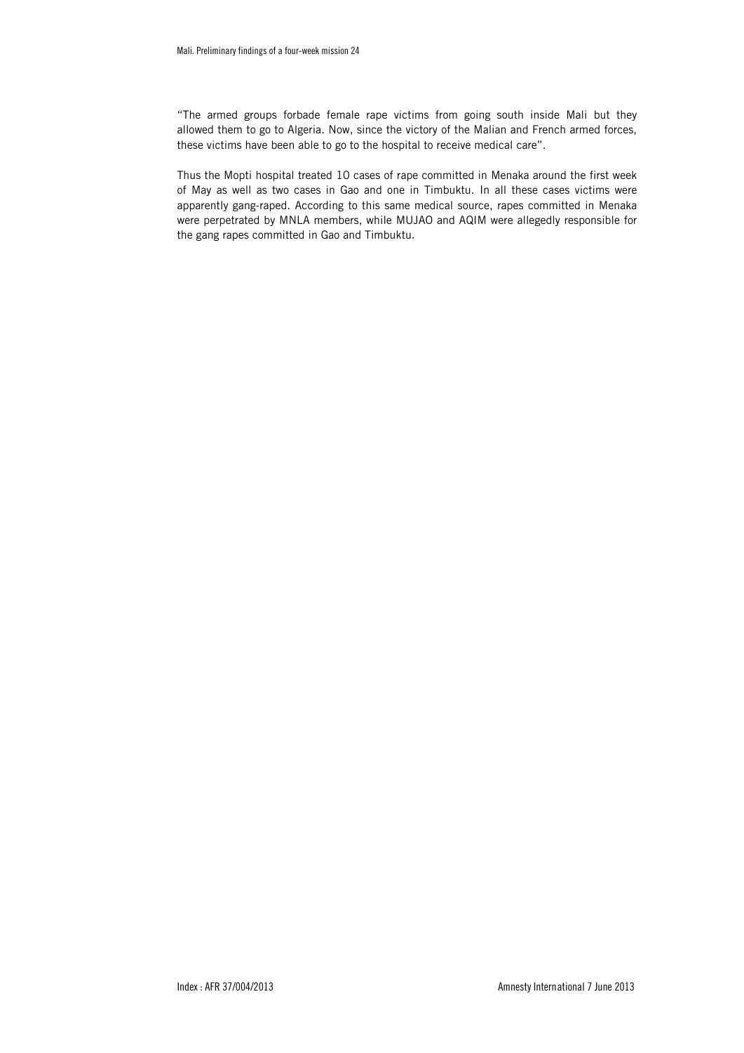"The armed groups forbade female rape victims from going south inside Mali but they allowed them to go to Algeria. Now, since the victory of the Malian and French armed forces, these victims have been able to go to the hospital to receive medical care".

Thus the Mopti hospital treated 10 cases of rape committed in Menaka around the first week of May as well as two cases in Gao and one in Timbuktu. In all these cases victims were apparently gang-raped. According to this same medical source, rapes committed in Menaka were perpetrated by MNLA members, while MUJAO and AQIM were allegedly responsible for the gang rapes committed in Gao and Timbuktu.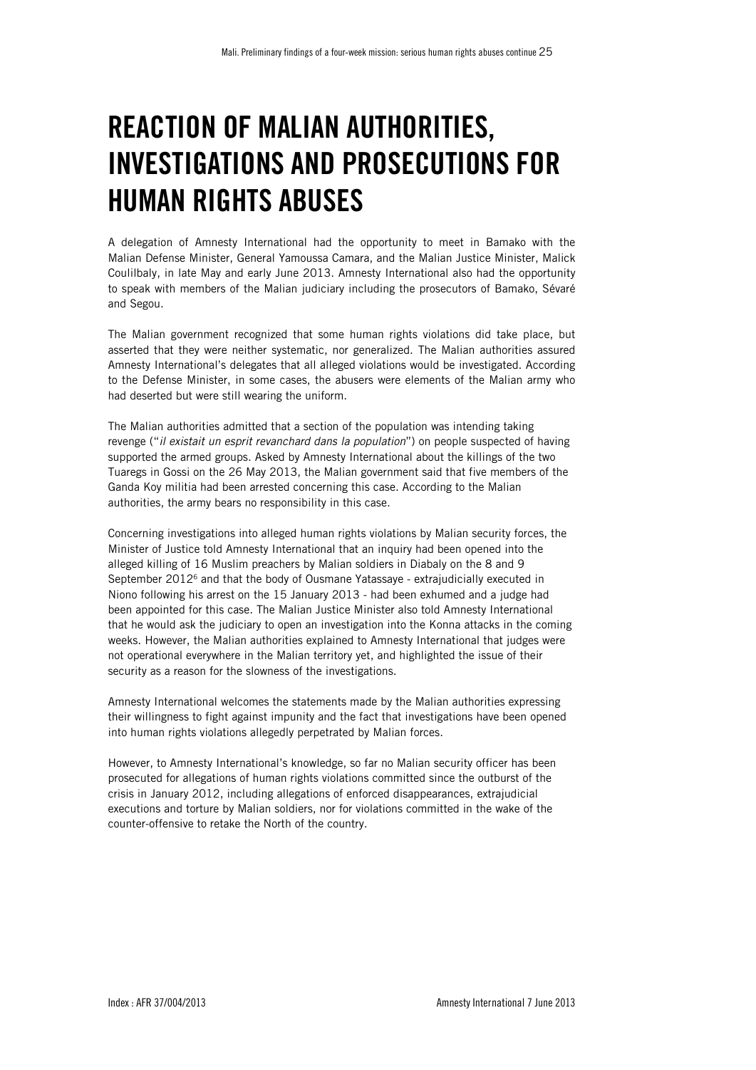# REACTION OF MALIAN AUTHORITIES, INVESTIGATIONS AND PROSECUTIONS FOR HUMAN RIGHTS ABUSES

A delegation of Amnesty International had the opportunity to meet in Bamako with the Malian Defense Minister, General Yamoussa Camara, and the Malian Justice Minister, Malick Coulilbaly, in late May and early June 2013. Amnesty International also had the opportunity to speak with members of the Malian judiciary including the prosecutors of Bamako, Sévaré and Segou.

The Malian government recognized that some human rights violations did take place, but asserted that they were neither systematic, nor generalized. The Malian authorities assured Amnesty International's delegates that all alleged violations would be investigated. According to the Defense Minister, in some cases, the abusers were elements of the Malian army who had deserted but were still wearing the uniform.

The Malian authorities admitted that a section of the population was intending taking revenge ("*il existait un esprit revanchard dans la population*") on people suspected of having supported the armed groups. Asked by Amnesty International about the killings of the two Tuaregs in Gossi on the 26 May 2013, the Malian government said that five members of the Ganda Koy militia had been arrested concerning this case. According to the Malian authorities, the army bears no responsibility in this case.

Concerning investigations into alleged human rights violations by Malian security forces, the Minister of Justice told Amnesty International that an inquiry had been opened into the alleged killing of 16 Muslim preachers by Malian soldiers in Diabaly on the 8 and 9 September 2012[6] and that the body of Ousmane Yatassaye - extrajudicially executed in Niono following his arrest on the 15 January 2013 - had been exhumed and a judge had been appointed for this case. The Malian Justice Minister also told Amnesty International that he would ask the judiciary to open an investigation into the Konna attacks in the coming weeks. However, the Malian authorities explained to Amnesty International that judges were not operational everywhere in the Malian territory yet, and highlighted the issue of their security as a reason for the slowness of the investigations.

Amnesty International welcomes the statements made by the Malian authorities expressing their willingness to fight against impunity and the fact that investigations have been opened into human rights violations allegedly perpetrated by Malian forces.

However, to Amnesty International's knowledge, so far no Malian security officer has been prosecuted for allegations of human rights violations committed since the outburst of the crisis in January 2012, including allegations of enforced disappearances, extrajudicial executions and torture by Malian soldiers, nor for violations committed in the wake of the counter-offensive to retake the North of the country.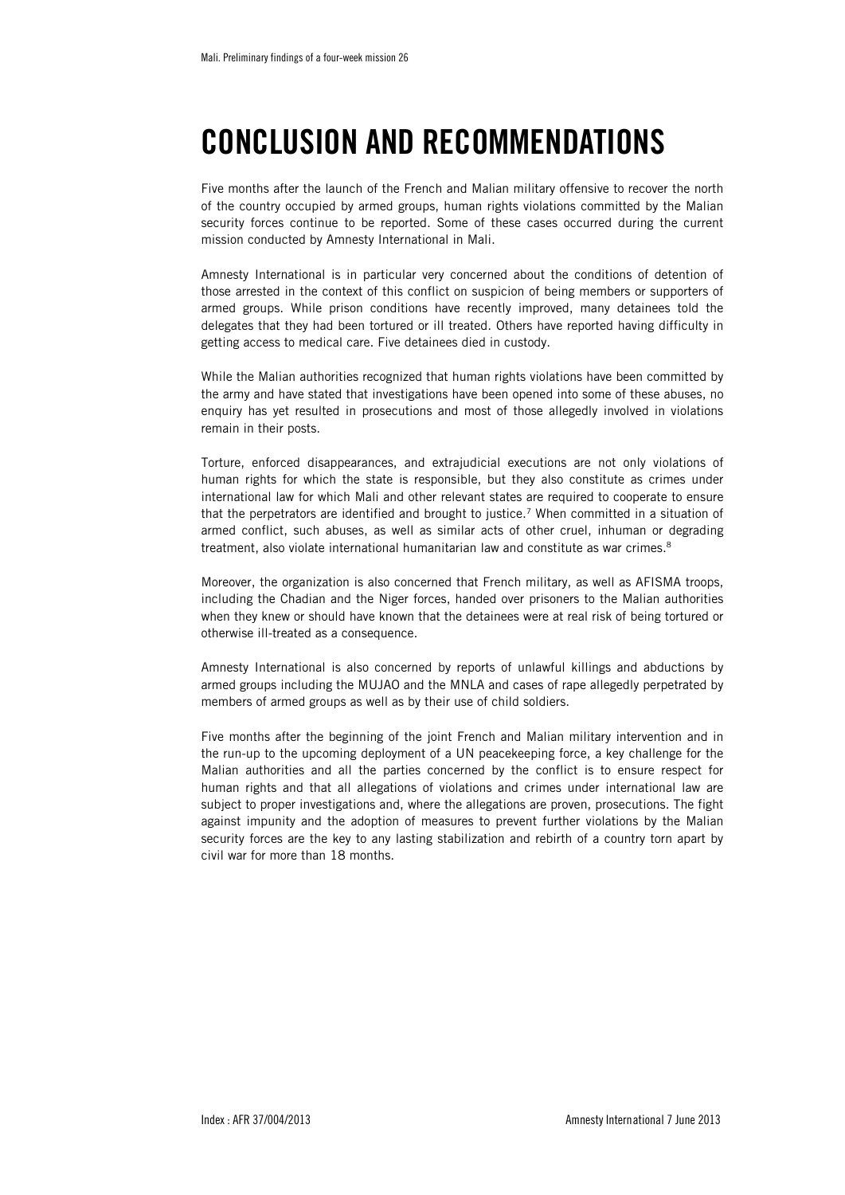# CONCLUSION AND RECOMMENDATIONS

Five months after the launch of the French and Malian military offensive to recover the north of the country occupied by armed groups, human rights violations committed by the Malian security forces continue to be reported. Some of these cases occurred during the current mission conducted by Amnesty International in Mali.

Amnesty International is in particular very concerned about the conditions of detention of those arrested in the context of this conflict on suspicion of being members or supporters of armed groups. While prison conditions have recently improved, many detainees told the delegates that they had been tortured or ill treated. Others have reported having difficulty in getting access to medical care. Five detainees died in custody.

While the Malian authorities recognized that human rights violations have been committed by the army and have stated that investigations have been opened into some of these abuses, no enquiry has yet resulted in prosecutions and most of those allegedly involved in violations remain in their posts.

Torture, enforced disappearances, and extrajudicial executions are not only violations of human rights for which the state is responsible, but they also constitute as crimes under international law for which Mali and other relevant states are required to cooperate to ensure that the perpetrators are identified and brought to justice.[7] When committed in a situation of armed conflict, such abuses, as well as similar acts of other cruel, inhuman or degrading treatment, also violate international humanitarian law and constitute as war crimes.[8]

Moreover, the organization is also concerned that French military, as well as AFISMA troops, including the Chadian and the Niger forces, handed over prisoners to the Malian authorities when they knew or should have known that the detainees were at real risk of being tortured or otherwise ill-treated as a consequence.

Amnesty International is also concerned by reports of unlawful killings and abductions by armed groups including the MUJAO and the MNLA and cases of rape allegedly perpetrated by members of armed groups as well as by their use of child soldiers.

Five months after the beginning of the joint French and Malian military intervention and in the run-up to the upcoming deployment of a UN peacekeeping force, a key challenge for the Malian authorities and all the parties concerned by the conflict is to ensure respect for human rights and that all allegations of violations and crimes under international law are subject to proper investigations and, where the allegations are proven, prosecutions. The fight against impunity and the adoption of measures to prevent further violations by the Malian security forces are the key to any lasting stabilization and rebirth of a country torn apart by civil war for more than 18 months.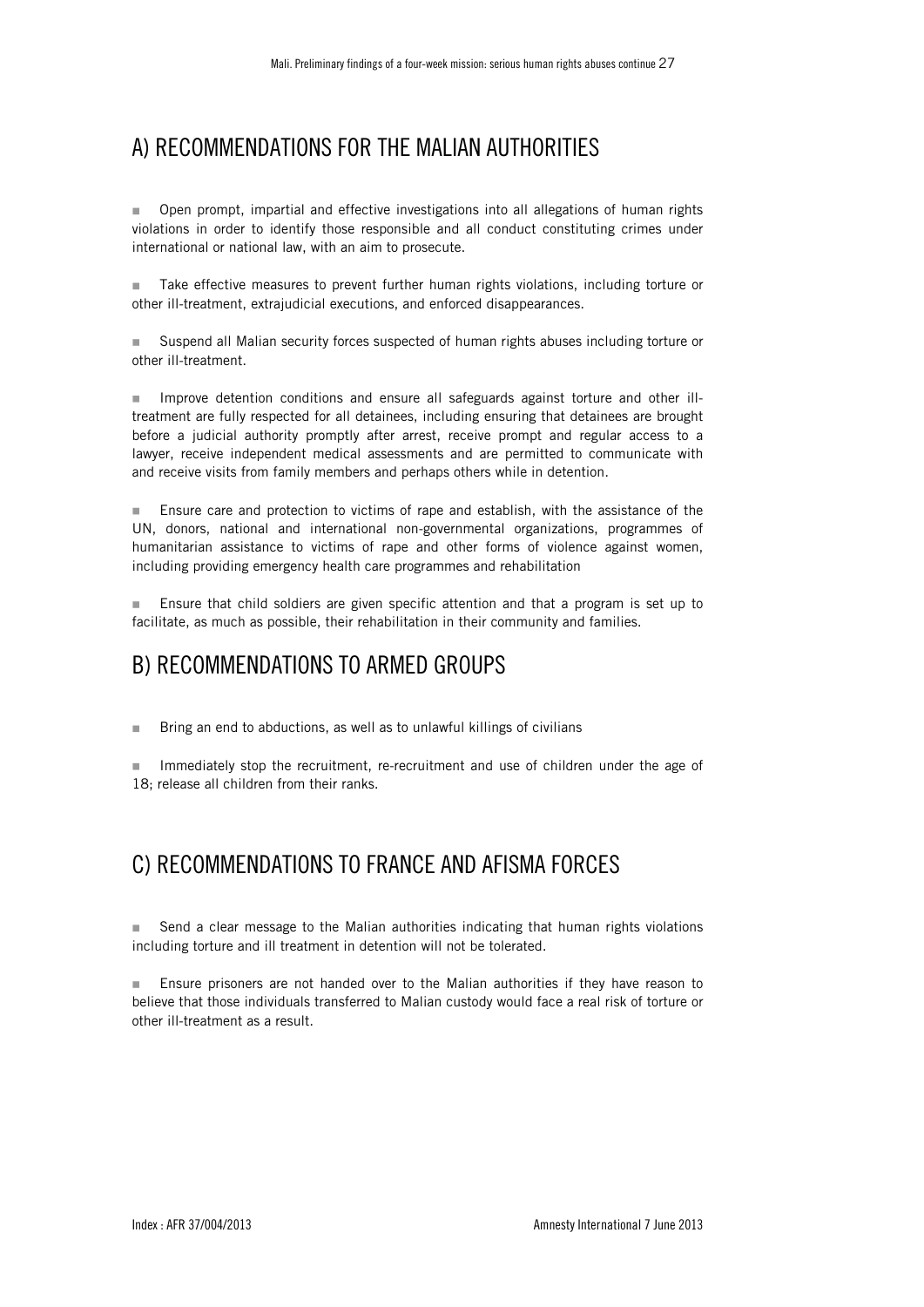## A) RECOMMENDATIONS FOR THE MALIAN AUTHORITIES

- Open prompt, impartial and effective investigations into all allegations of human rights violations in order to identify those responsible and all conduct constituting crimes under international or national law, with an aim to prosecute.

- Take effective measures to prevent further human rights violations, including torture or other ill-treatment, extrajudicial executions, and enforced disappearances.

- Suspend all Malian security forces suspected of human rights abuses including torture or other ill-treatment.

- Improve detention conditions and ensure all safeguards against torture and other ill-treatment are fully respected for all detainees, including ensuring that detainees are brought before a judicial authority promptly after arrest, receive prompt and regular access to a lawyer, receive independent medical assessments and are permitted to communicate with and receive visits from family members and perhaps others while in detention.

- Ensure care and protection to victims of rape and establish, with the assistance of the UN, donors, national and international non-governmental organizations, programmes of humanitarian assistance to victims of rape and other forms of violence against women, including providing emergency health care programmes and rehabilitation

- Ensure that child soldiers are given specific attention and that a program is set up to facilitate, as much as possible, their rehabilitation in their community and families.

## B) RECOMMENDATIONS TO ARMED GROUPS

- Bring an end to abductions, as well as to unlawful killings of civilians

- Immediately stop the recruitment, re-recruitment and use of children under the age of 18; release all children from their ranks.

## C) RECOMMENDATIONS TO FRANCE AND AFISMA FORCES

- Send a clear message to the Malian authorities indicating that human rights violations including torture and ill treatment in detention will not be tolerated.

- Ensure prisoners are not handed over to the Malian authorities if they have reason to believe that those individuals transferred to Malian custody would face a real risk of torture or other ill-treatment as a result.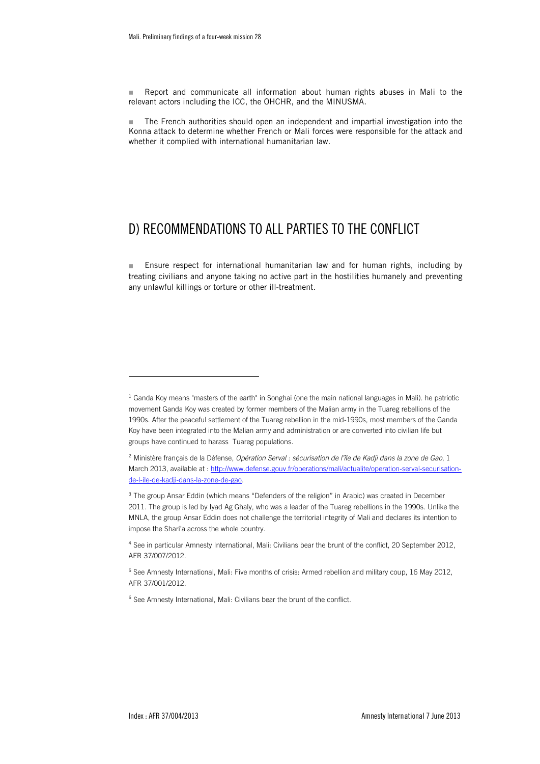- Report and communicate all information about human rights abuses in Mali to the relevant actors including the ICC, the OHCHR, and the MINUSMA.

- The French authorities should open an independent and impartial investigation into the Konna attack to determine whether French or Mali forces were responsible for the attack and whether it complied with international humanitarian law.

## D) RECOMMENDATIONS TO ALL PARTIES TO THE CONFLICT

- Ensure respect for international humanitarian law and for human rights, including by treating civilians and anyone taking no active part in the hostilities humanely and preventing any unlawful killings or torture or other ill-treatment.

---

[1] Ganda Koy means "masters of the earth" in Songhai (one the main national languages in Mali). he patriotic movement Ganda Koy was created by former members of the Malian army in the Tuareg rebellions of the 1990s. After the peaceful settlement of the Tuareg rebellion in the mid-1990s, most members of the Ganda Koy have been integrated into the Malian army and administration or are converted into civilian life but groups have continued to harass Tuareg populations.

[2] Ministère français de la Défense, *Opération Serval : sécurisation de l'île de Kadji dans la zone de Gao*, 1 March 2013, available at : [http://www.defense.gouv.fr/operations/mali/actualite/operation-serval-securisation-de-l-ile-de-kadji-dans-la-zone-de-gao](http://www.defense.gouv.fr/operations/mali/actualite/operation-serval-securisation-de-l-ile-de-kadji-dans-la-zone-de-gao).

[3] The group Ansar Eddin (which means "Defenders of the religion" in Arabic) was created in December 2011. The group is led by Iyad Ag Ghaly, who was a leader of the Tuareg rebellions in the 1990s. Unlike the MNLA, the group Ansar Eddin does not challenge the territorial integrity of Mali and declares its intention to impose the Shari'a across the whole country.

[4] See in particular Amnesty International, Mali: Civilians bear the brunt of the conflict, 20 September 2012, AFR 37/007/2012.

[5] See Amnesty International, Mali: Five months of crisis: Armed rebellion and military coup, 16 May 2012, AFR 37/001/2012.

[6] See Amnesty International, Mali: Civilians bear the brunt of the conflict.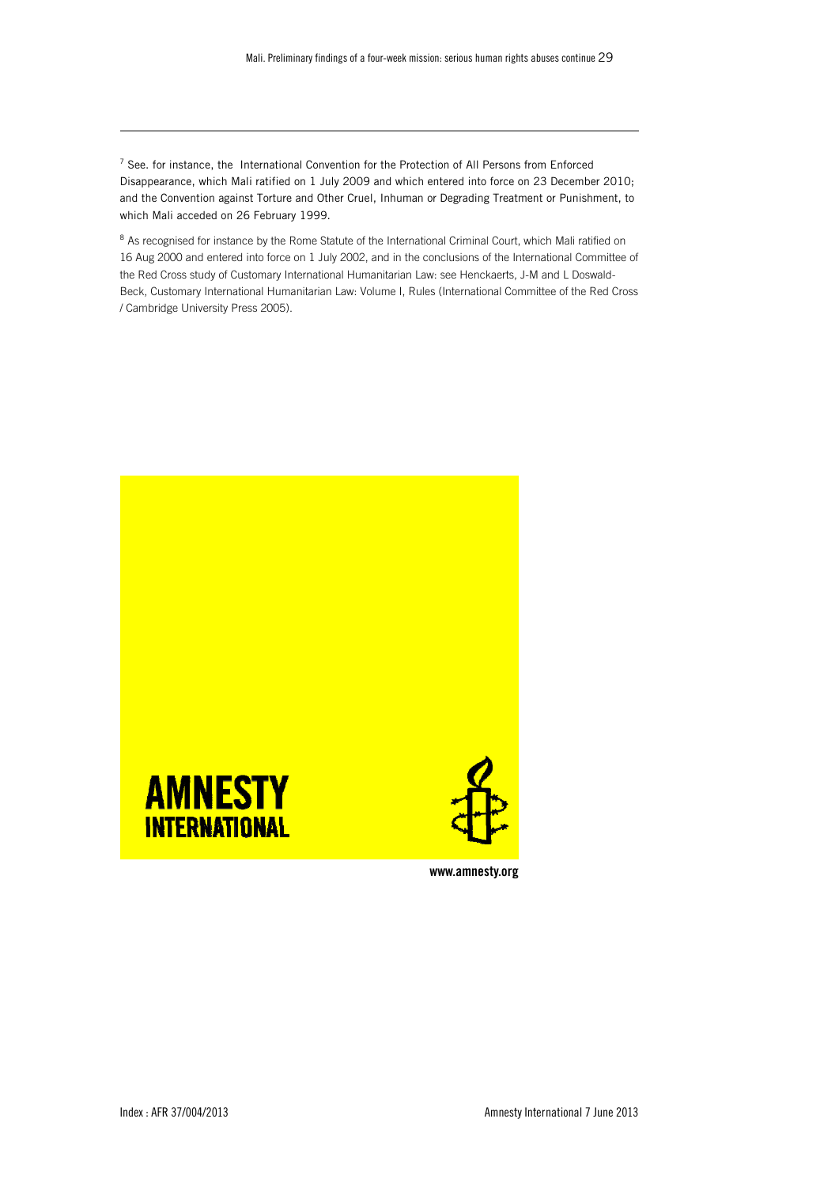[7] See. for instance, the International Convention for the Protection of All Persons from Enforced Disappearance, which Mali ratified on 1 July 2009 and which entered into force on 23 December 2010; and the Convention against Torture and Other Cruel, Inhuman or Degrading Treatment or Punishment, to which Mali acceded on 26 February 1999.

[8] As recognised for instance by the Rome Statute of the International Criminal Court, which Mali ratified on 16 Aug 2000 and entered into force on 1 July 2002, and in the conclusions of the International Committee of the Red Cross study of Customary International Humanitarian Law: see Henckaerts, J-M and L Doswald-Beck, Customary International Humanitarian Law: Volume I, Rules (International Committee of the Red Cross / Cambridge University Press 2005).

AMNESTY INTERNATIONAL

www.amnesty.org

Index : AFR 37/004/2013

Amnesty International 7 June 2013